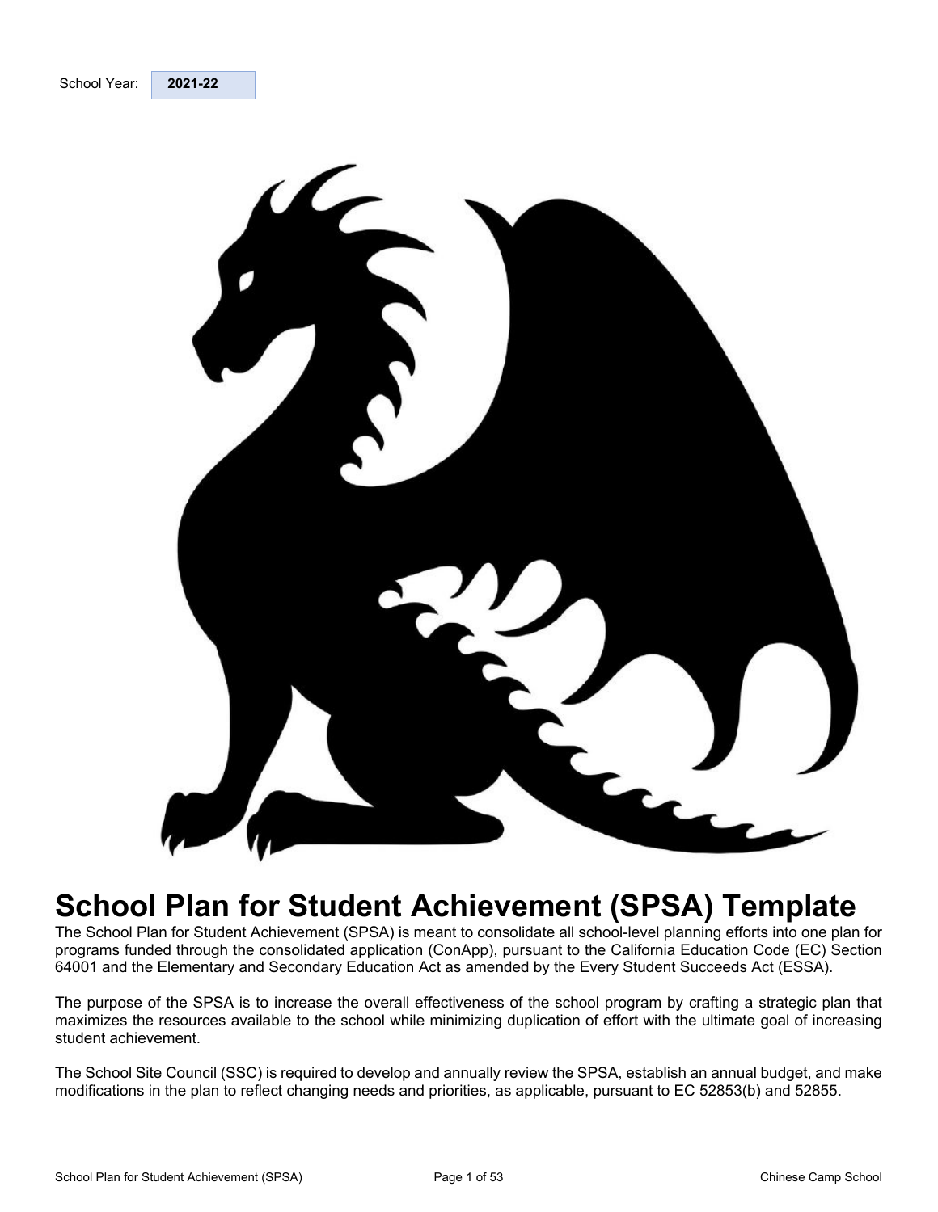| School Year: | 2021-22 |
|---|---|

# School Plan for Student Achievement (SPSA) Template

The School Plan for Student Achievement (SPSA) is meant to consolidate all school-level planning efforts into one plan for programs funded through the consolidated application (ConApp), pursuant to the California Education Code (EC) Section 64001 and the Elementary and Secondary Education Act as amended by the Every Student Succeeds Act (ESSA).

The purpose of the SPSA is to increase the overall effectiveness of the school program by crafting a strategic plan that maximizes the resources available to the school while minimizing duplication of effort with the ultimate goal of increasing student achievement.

The School Site Council (SSC) is required to develop and annually review the SPSA, establish an annual budget, and make modifications in the plan to reflect changing needs and priorities, as applicable, pursuant to EC 52853(b) and 52855.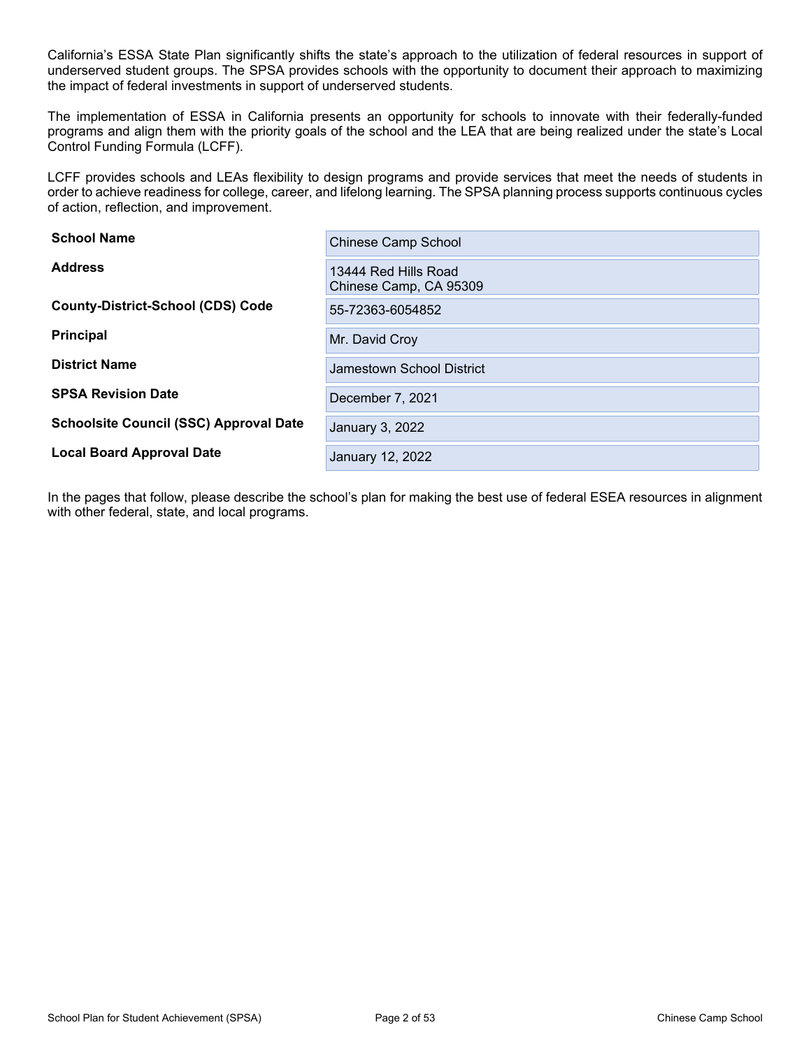California's ESSA State Plan significantly shifts the state's approach to the utilization of federal resources in support of underserved student groups. The SPSA provides schools with the opportunity to document their approach to maximizing the impact of federal investments in support of underserved students.

The implementation of ESSA in California presents an opportunity for schools to innovate with their federally-funded programs and align them with the priority goals of the school and the LEA that are being realized under the state's Local Control Funding Formula (LCFF).

LCFF provides schools and LEAs flexibility to design programs and provide services that meet the needs of students in order to achieve readiness for college, career, and lifelong learning. The SPSA planning process supports continuous cycles of action, reflection, and improvement.

| | |
|---|---|
| **School Name** | Chinese Camp School |
| **Address** | 13444 Red Hills Road<br>Chinese Camp, CA 95309 |
| **County-District-School (CDS) Code** | 55-72363-6054852 |
| **Principal** | Mr. David Croy |
| **District Name** | Jamestown School District |
| **SPSA Revision Date** | December 7, 2021 |
| **Schoolsite Council (SSC) Approval Date** | January 3, 2022 |
| **Local Board Approval Date** | January 12, 2022 |

In the pages that follow, please describe the school's plan for making the best use of federal ESEA resources in alignment with other federal, state, and local programs.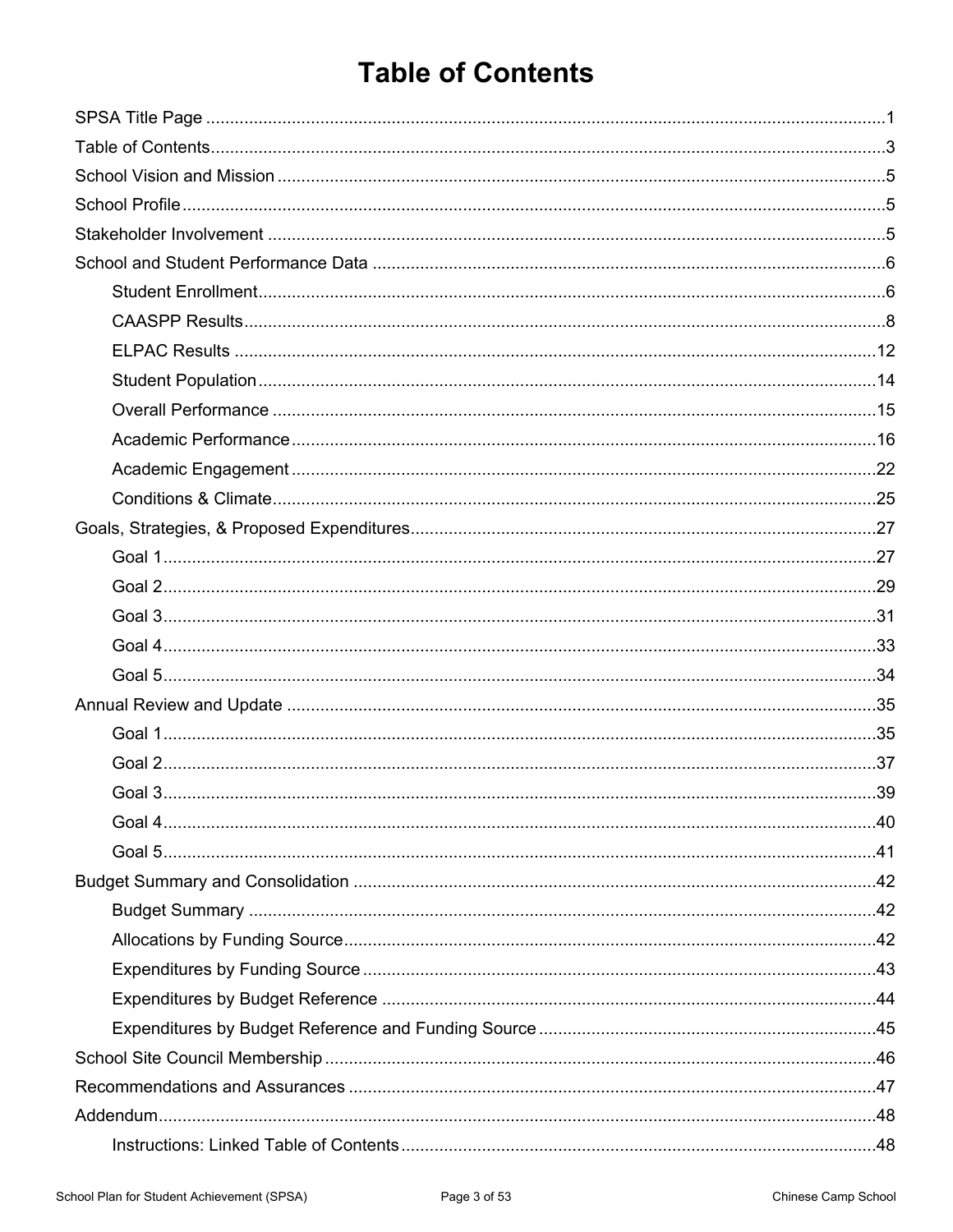# Table of Contents

- SPSA Title Page ..... 1
- Table of Contents ..... 3
- School Vision and Mission ..... 5
- School Profile ..... 5
- Stakeholder Involvement ..... 5
- School and Student Performance Data ..... 6
  - Student Enrollment ..... 6
  - CAASPP Results ..... 8
  - ELPAC Results ..... 12
  - Student Population ..... 14
  - Overall Performance ..... 15
  - Academic Performance ..... 16
  - Academic Engagement ..... 22
  - Conditions & Climate ..... 25
- Goals, Strategies, & Proposed Expenditures ..... 27
  - Goal 1 ..... 27
  - Goal 2 ..... 29
  - Goal 3 ..... 31
  - Goal 4 ..... 33
  - Goal 5 ..... 34
- Annual Review and Update ..... 35
  - Goal 1 ..... 35
  - Goal 2 ..... 37
  - Goal 3 ..... 39
  - Goal 4 ..... 40
  - Goal 5 ..... 41
- Budget Summary and Consolidation ..... 42
  - Budget Summary ..... 42
  - Allocations by Funding Source ..... 42
  - Expenditures by Funding Source ..... 43
  - Expenditures by Budget Reference ..... 44
  - Expenditures by Budget Reference and Funding Source ..... 45
- School Site Council Membership ..... 46
- Recommendations and Assurances ..... 47
- Addendum ..... 48
  - Instructions: Linked Table of Contents ..... 48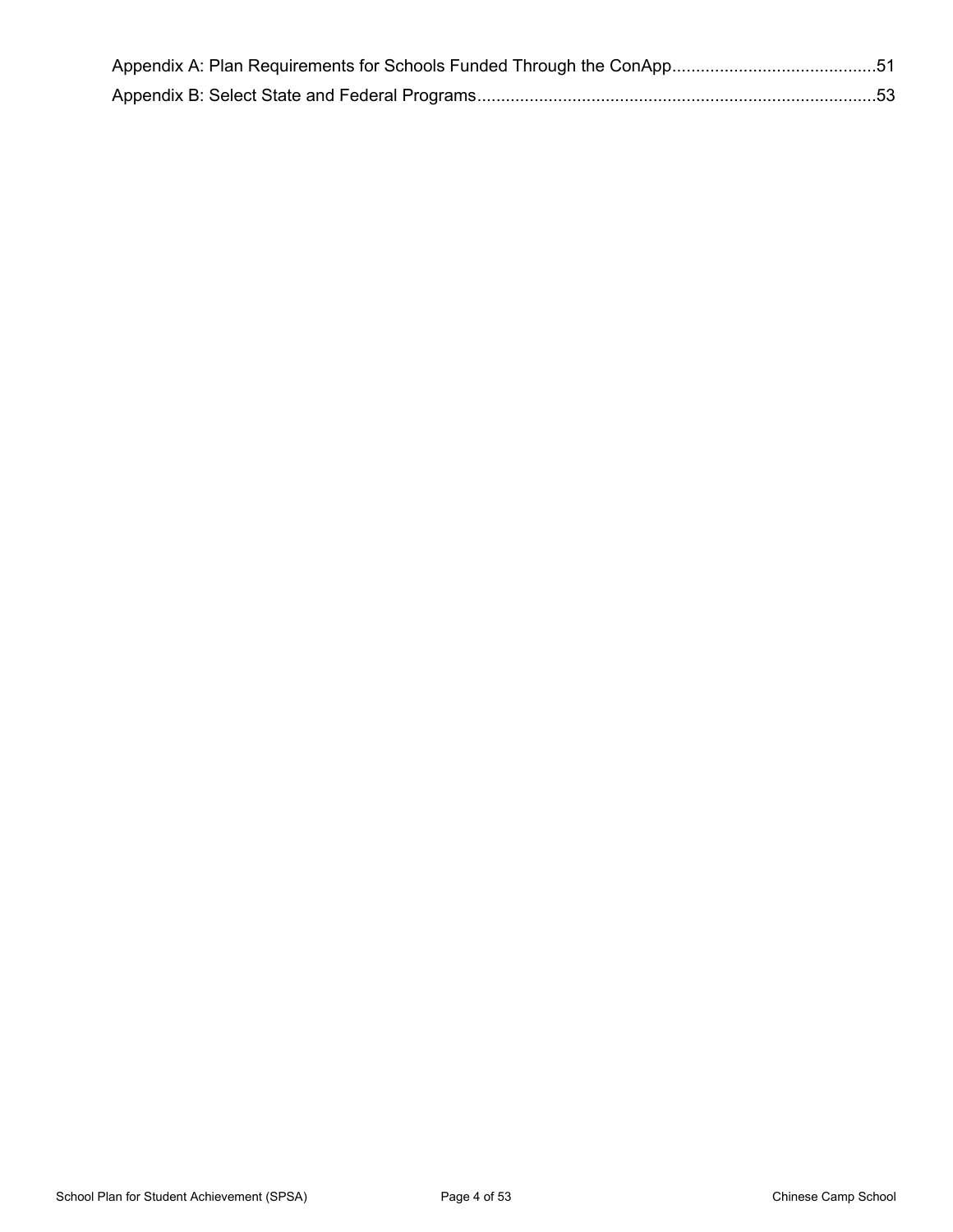Appendix A: Plan Requirements for Schools Funded Through the ConApp..........................................51

Appendix B: Select State and Federal Programs...................................................................................53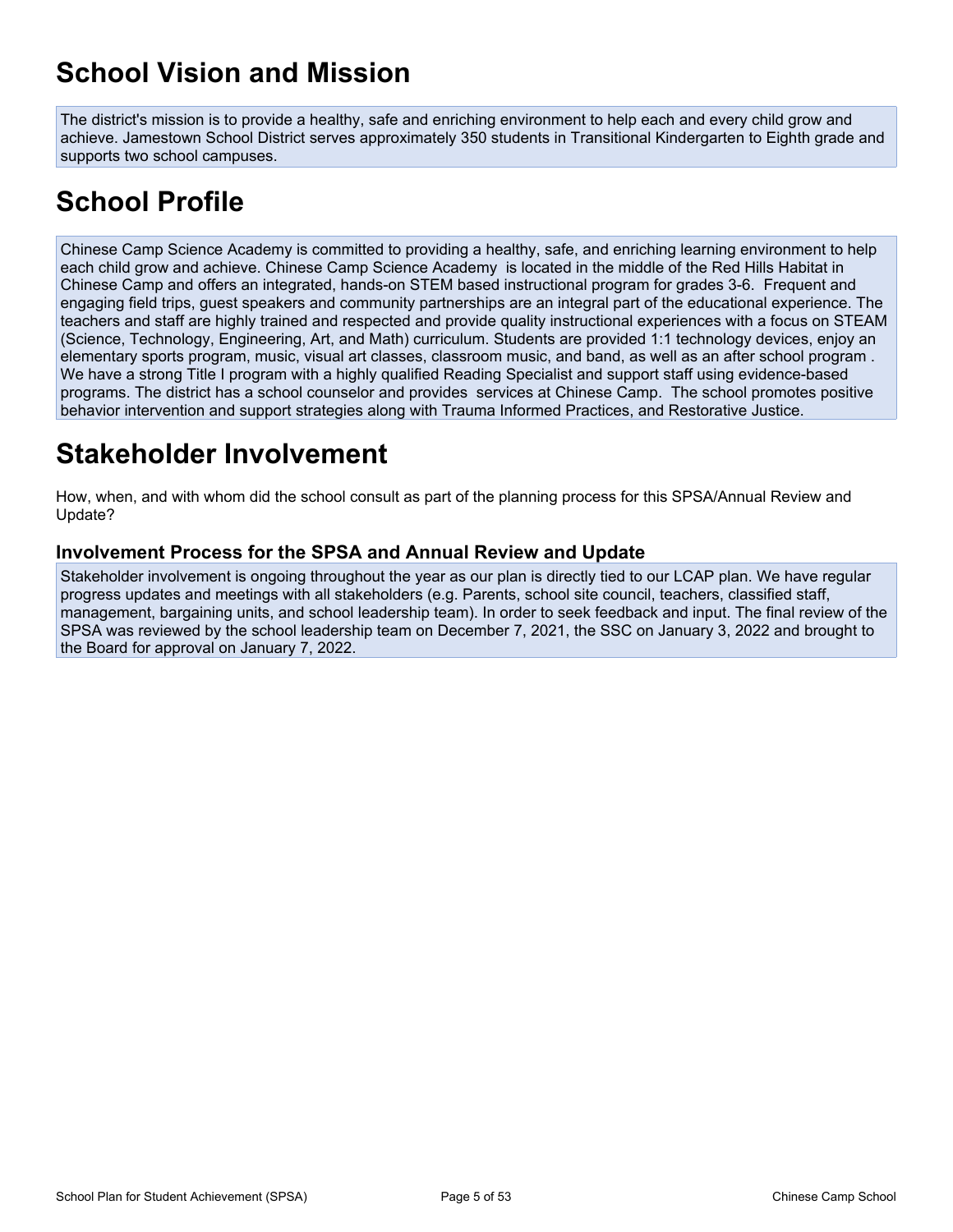# School Vision and Mission

The district's mission is to provide a healthy, safe and enriching environment to help each and every child grow and achieve. Jamestown School District serves approximately 350 students in Transitional Kindergarten to Eighth grade and supports two school campuses.

# School Profile

Chinese Camp Science Academy is committed to providing a healthy, safe, and enriching learning environment to help each child grow and achieve. Chinese Camp Science Academy is located in the middle of the Red Hills Habitat in Chinese Camp and offers an integrated, hands-on STEM based instructional program for grades 3-6. Frequent and engaging field trips, guest speakers and community partnerships are an integral part of the educational experience. The teachers and staff are highly trained and respected and provide quality instructional experiences with a focus on STEAM (Science, Technology, Engineering, Art, and Math) curriculum. Students are provided 1:1 technology devices, enjoy an elementary sports program, music, visual art classes, classroom music, and band, as well as an after school program . We have a strong Title I program with a highly qualified Reading Specialist and support staff using evidence-based programs. The district has a school counselor and provides services at Chinese Camp. The school promotes positive behavior intervention and support strategies along with Trauma Informed Practices, and Restorative Justice.

# Stakeholder Involvement

How, when, and with whom did the school consult as part of the planning process for this SPSA/Annual Review and Update?

### Involvement Process for the SPSA and Annual Review and Update

Stakeholder involvement is ongoing throughout the year as our plan is directly tied to our LCAP plan. We have regular progress updates and meetings with all stakeholders (e.g. Parents, school site council, teachers, classified staff, management, bargaining units, and school leadership team). In order to seek feedback and input. The final review of the SPSA was reviewed by the school leadership team on December 7, 2021, the SSC on January 3, 2022 and brought to the Board for approval on January 7, 2022.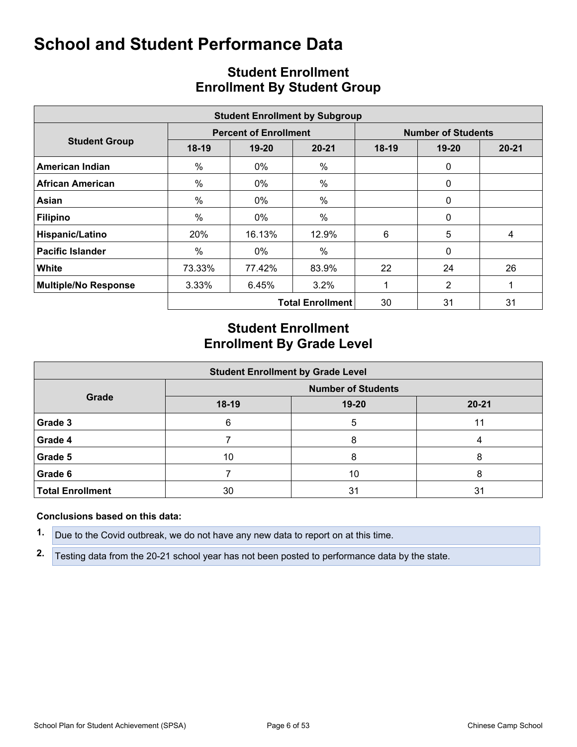# School and Student Performance Data

## Student Enrollment
## Enrollment By Student Group

| Student Enrollment by Subgroup | | | | | | |
|---|---|---|---|---|---|---|
| **Student Group** | **Percent of Enrollment** | | | **Number of Students** | | |
| | **18-19** | **19-20** | **20-21** | **18-19** | **19-20** | **20-21** |
| **American Indian** | % | 0% | % | | 0 | |
| **African American** | % | 0% | % | | 0 | |
| **Asian** | % | 0% | % | | 0 | |
| **Filipino** | % | 0% | % | | 0 | |
| **Hispanic/Latino** | 20% | 16.13% | 12.9% | 6 | 5 | 4 |
| **Pacific Islander** | % | 0% | % | | 0 | |
| **White** | 73.33% | 77.42% | 83.9% | 22 | 24 | 26 |
| **Multiple/No Response** | 3.33% | 6.45% | 3.2% | 1 | 2 | 1 |
| | | | **Total Enrollment** | 30 | 31 | 31 |

## Student Enrollment
## Enrollment By Grade Level

| Student Enrollment by Grade Level | | | |
|---|---|---|---|
| **Grade** | **Number of Students** | | |
| | **18-19** | **19-20** | **20-21** |
| **Grade 3** | 6 | 5 | 11 |
| **Grade 4** | 7 | 8 | 4 |
| **Grade 5** | 10 | 8 | 8 |
| **Grade 6** | 7 | 10 | 8 |
| **Total Enrollment** | 30 | 31 | 31 |

**Conclusions based on this data:**

1. Due to the Covid outbreak, we do not have any new data to report on at this time.
2. Testing data from the 20-21 school year has not been posted to performance data by the state.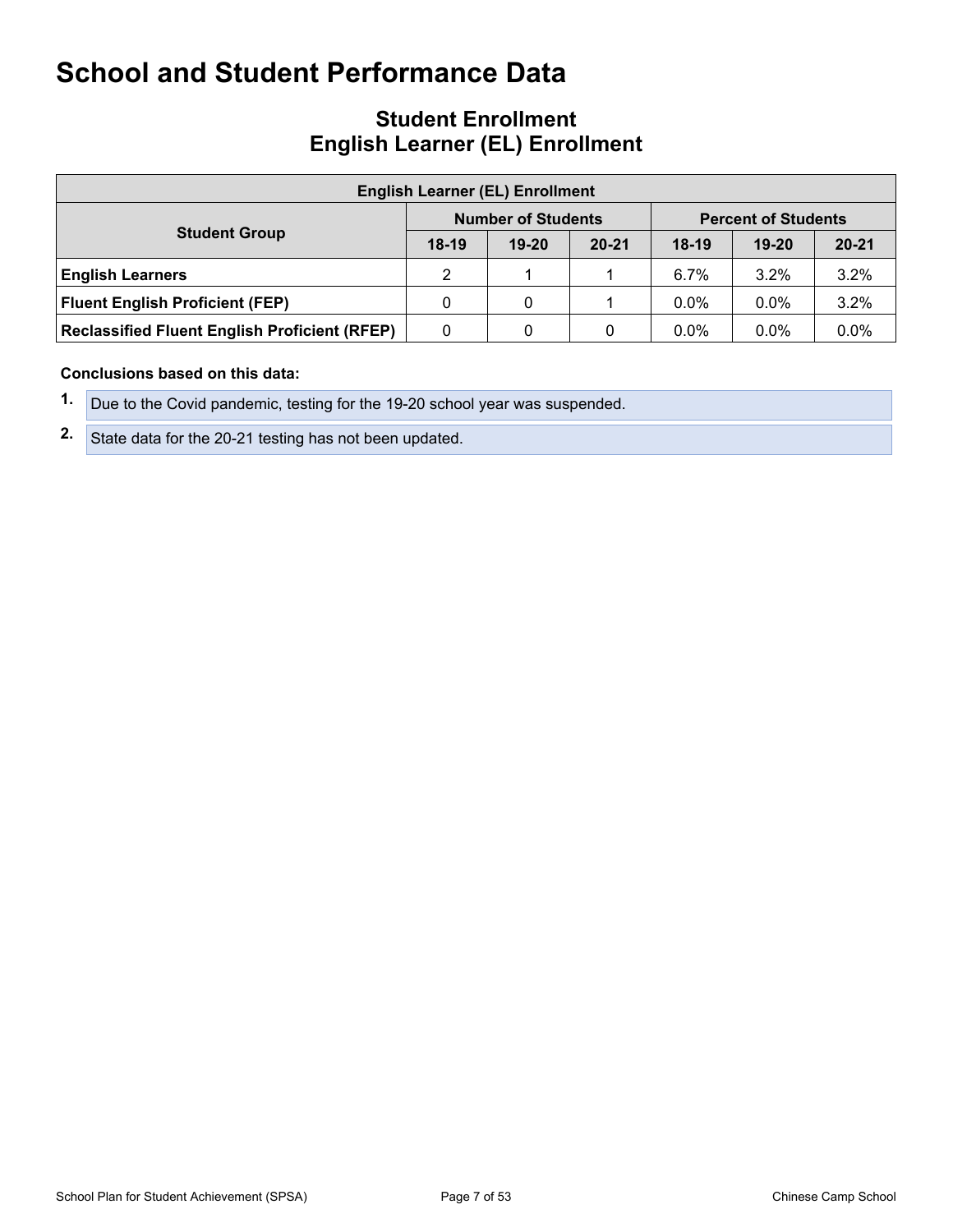# School and Student Performance Data

## Student Enrollment
## English Learner (EL) Enrollment

| English Learner (EL) Enrollment | | | | | | |
|---|---|---|---|---|---|---|
| **Student Group** | **Number of Students** | | | **Percent of Students** | | |
| | **18-19** | **19-20** | **20-21** | **18-19** | **19-20** | **20-21** |
| **English Learners** | 2 | 1 | 1 | 6.7% | 3.2% | 3.2% |
| **Fluent English Proficient (FEP)** | 0 | 0 | 1 | 0.0% | 0.0% | 3.2% |
| **Reclassified Fluent English Proficient (RFEP)** | 0 | 0 | 0 | 0.0% | 0.0% | 0.0% |

**Conclusions based on this data:**

1. Due to the Covid pandemic, testing for the 19-20 school year was suspended.
2. State data for the 20-21 testing has not been updated.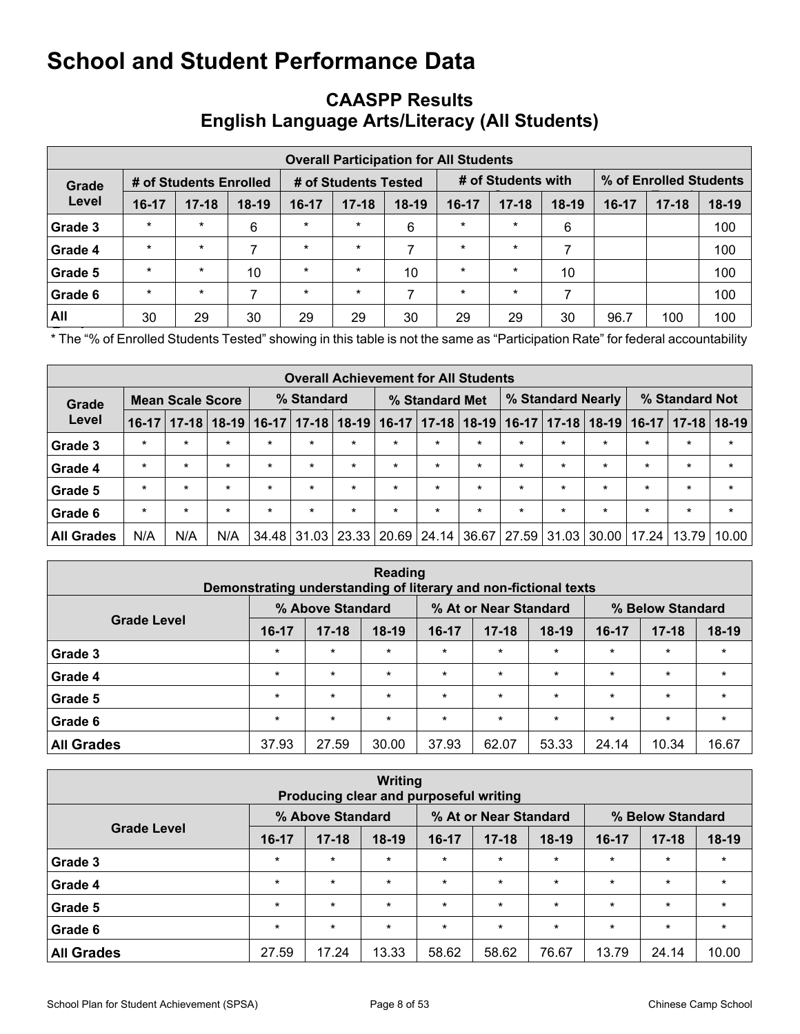# School and Student Performance Data

## CAASPP Results
## English Language Arts/Literacy (All Students)

| Overall Participation for All Students | | | | | | | | | | | | |
|---|---|---|---|---|---|---|---|---|---|---|---|---|
| Grade Level | # of Students Enrolled | | | # of Students Tested | | | # of Students with Scores | | | % of Enrolled Students Tested | | |
| | 16-17 | 17-18 | 18-19 | 16-17 | 17-18 | 18-19 | 16-17 | 17-18 | 18-19 | 16-17 | 17-18 | 18-19 |
| Grade 3 | * | * | 6 | * | * | 6 | * | * | 6 | | | 100 |
| Grade 4 | * | * | 7 | * | * | 7 | * | * | 7 | | | 100 |
| Grade 5 | * | * | 10 | * | * | 10 | * | * | 10 | | | 100 |
| Grade 6 | * | * | 7 | * | * | 7 | * | * | 7 | | | 100 |
| All Grades | 30 | 29 | 30 | 29 | 29 | 30 | 29 | 29 | 30 | 96.7 | 100 | 100 |

* The "% of Enrolled Students Tested" showing in this table is not the same as "Participation Rate" for federal accountability purposes.

| Overall Achievement for All Students | | | | | | | | | | | | | | | |
|---|---|---|---|---|---|---|---|---|---|---|---|---|---|---|---|
| Grade Level | Mean Scale Score | | | % Standard Exceeded | | | % Standard Met | | | % Standard Nearly Met | | | % Standard Not Met | | |
| | 16-17 | 17-18 | 18-19 | 16-17 | 17-18 | 18-19 | 16-17 | 17-18 | 18-19 | 16-17 | 17-18 | 18-19 | 16-17 | 17-18 | 18-19 |
| Grade 3 | * | * | * | * | * | * | * | * | * | * | * | * | * | * | * |
| Grade 4 | * | * | * | * | * | * | * | * | * | * | * | * | * | * | * |
| Grade 5 | * | * | * | * | * | * | * | * | * | * | * | * | * | * | * |
| Grade 6 | * | * | * | * | * | * | * | * | * | * | * | * | * | * | * |
| All Grades | N/A | N/A | N/A | 34.48 | 31.03 | 23.33 | 20.69 | 24.14 | 36.67 | 27.59 | 31.03 | 30.00 | 17.24 | 13.79 | 10.00 |

| Reading<br>Demonstrating understanding of literary and non-fictional texts | | | | | | | | | |
|---|---|---|---|---|---|---|---|---|---|
| Grade Level | % Above Standard | | | % At or Near Standard | | | % Below Standard | | |
| | 16-17 | 17-18 | 18-19 | 16-17 | 17-18 | 18-19 | 16-17 | 17-18 | 18-19 |
| Grade 3 | * | * | * | * | * | * | * | * | * |
| Grade 4 | * | * | * | * | * | * | * | * | * |
| Grade 5 | * | * | * | * | * | * | * | * | * |
| Grade 6 | * | * | * | * | * | * | * | * | * |
| All Grades | 37.93 | 27.59 | 30.00 | 37.93 | 62.07 | 53.33 | 24.14 | 10.34 | 16.67 |

| Writing<br>Producing clear and purposeful writing | | | | | | | | | |
|---|---|---|---|---|---|---|---|---|---|
| Grade Level | % Above Standard | | | % At or Near Standard | | | % Below Standard | | |
| | 16-17 | 17-18 | 18-19 | 16-17 | 17-18 | 18-19 | 16-17 | 17-18 | 18-19 |
| Grade 3 | * | * | * | * | * | * | * | * | * |
| Grade 4 | * | * | * | * | * | * | * | * | * |
| Grade 5 | * | * | * | * | * | * | * | * | * |
| Grade 6 | * | * | * | * | * | * | * | * | * |
| All Grades | 27.59 | 17.24 | 13.33 | 58.62 | 58.62 | 76.67 | 13.79 | 24.14 | 10.00 |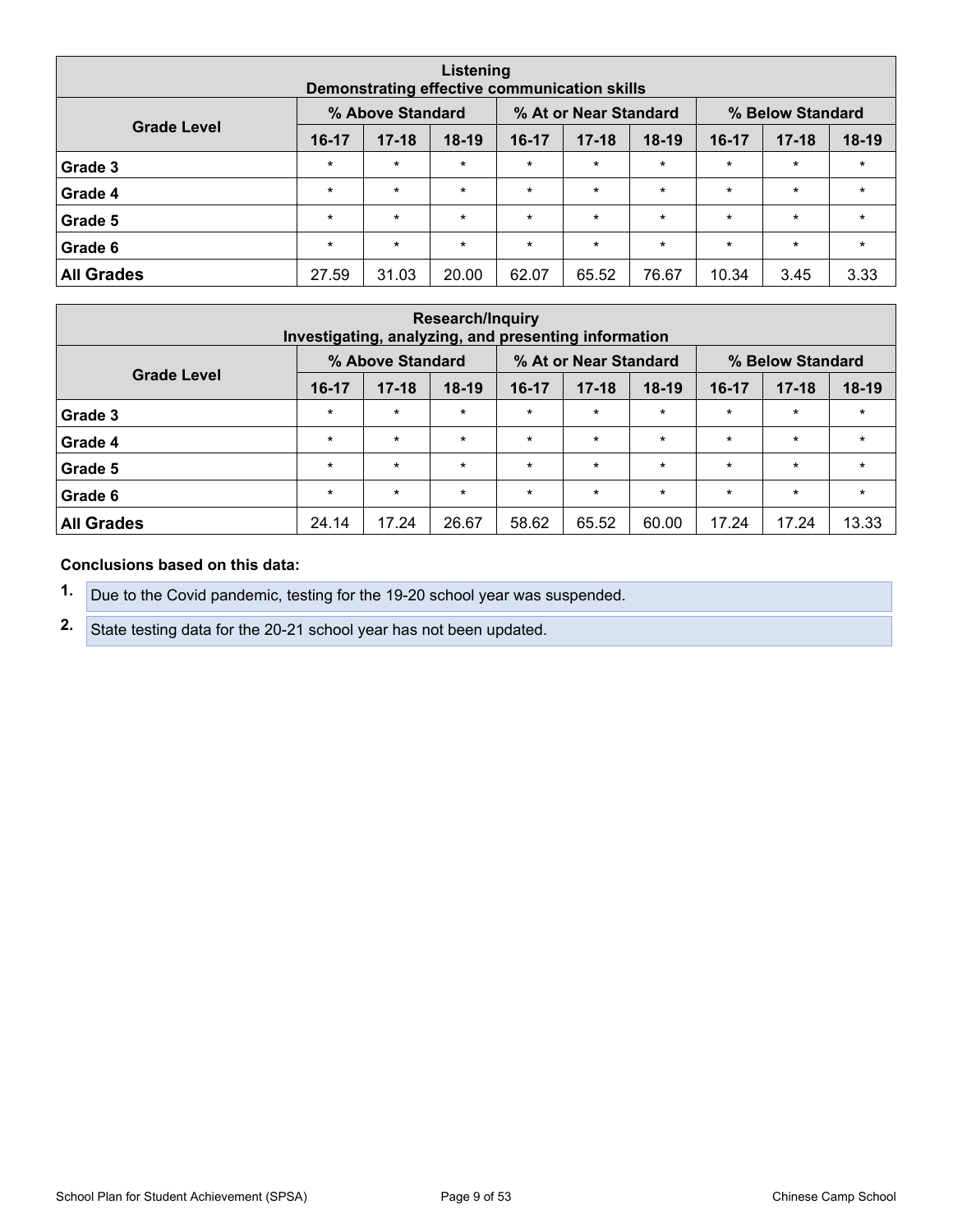| Listening<br>Demonstrating effective communication skills | | | | | | | | | |
|---|---|---|---|---|---|---|---|---|---|
| Grade Level | % Above Standard | | | % At or Near Standard | | | % Below Standard | | |
| | 16-17 | 17-18 | 18-19 | 16-17 | 17-18 | 18-19 | 16-17 | 17-18 | 18-19 |
| Grade 3 | * | * | * | * | * | * | * | * | * |
| Grade 4 | * | * | * | * | * | * | * | * | * |
| Grade 5 | * | * | * | * | * | * | * | * | * |
| Grade 6 | * | * | * | * | * | * | * | * | * |
| **All Grades** | 27.59 | 31.03 | 20.00 | 62.07 | 65.52 | 76.67 | 10.34 | 3.45 | 3.33 |

| Research/Inquiry<br>Investigating, analyzing, and presenting information | | | | | | | | | |
|---|---|---|---|---|---|---|---|---|---|
| Grade Level | % Above Standard | | | % At or Near Standard | | | % Below Standard | | |
| | 16-17 | 17-18 | 18-19 | 16-17 | 17-18 | 18-19 | 16-17 | 17-18 | 18-19 |
| Grade 3 | * | * | * | * | * | * | * | * | * |
| Grade 4 | * | * | * | * | * | * | * | * | * |
| Grade 5 | * | * | * | * | * | * | * | * | * |
| Grade 6 | * | * | * | * | * | * | * | * | * |
| **All Grades** | 24.14 | 17.24 | 26.67 | 58.62 | 65.52 | 60.00 | 17.24 | 17.24 | 13.33 |

**Conclusions based on this data:**

1. Due to the Covid pandemic, testing for the 19-20 school year was suspended.
2. State testing data for the 20-21 school year has not been updated.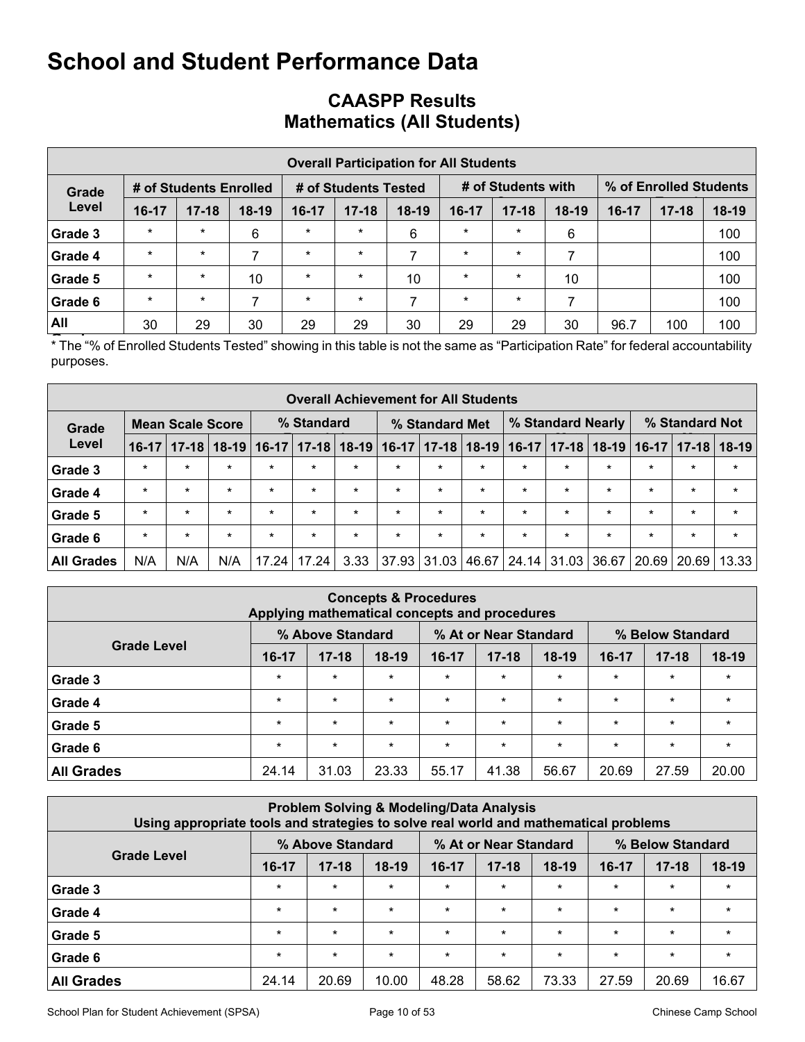# School and Student Performance Data

## CAASPP Results
## Mathematics (All Students)

| Overall Participation for All Students | | | | | | | | | | | | |
|---|---|---|---|---|---|---|---|---|---|---|---|---|
| Grade Level | # of Students Enrolled | | | # of Students Tested | | | # of Students with Scores | | | % of Enrolled Students Tested | | |
| | 16-17 | 17-18 | 18-19 | 16-17 | 17-18 | 18-19 | 16-17 | 17-18 | 18-19 | 16-17 | 17-18 | 18-19 |
| Grade 3 | * | * | 6 | * | * | 6 | * | * | 6 | | | 100 |
| Grade 4 | * | * | 7 | * | * | 7 | * | * | 7 | | | 100 |
| Grade 5 | * | * | 10 | * | * | 10 | * | * | 10 | | | 100 |
| Grade 6 | * | * | 7 | * | * | 7 | * | * | 7 | | | 100 |
| All Grades | 30 | 29 | 30 | 29 | 29 | 30 | 29 | 29 | 30 | 96.7 | 100 | 100 |

* The "% of Enrolled Students Tested" showing in this table is not the same as "Participation Rate" for federal accountability purposes.

| Overall Achievement for All Students | | | | | | | | | | | | | | | |
|---|---|---|---|---|---|---|---|---|---|---|---|---|---|---|---|
| Grade Level | Mean Scale Score | | | % Standard Exceeded | | | % Standard Met | | | % Standard Nearly Met | | | % Standard Not Met | | |
| | 16-17 | 17-18 | 18-19 | 16-17 | 17-18 | 18-19 | 16-17 | 17-18 | 18-19 | 16-17 | 17-18 | 18-19 | 16-17 | 17-18 | 18-19 |
| Grade 3 | * | * | * | * | * | * | * | * | * | * | * | * | * | * | * |
| Grade 4 | * | * | * | * | * | * | * | * | * | * | * | * | * | * | * |
| Grade 5 | * | * | * | * | * | * | * | * | * | * | * | * | * | * | * |
| Grade 6 | * | * | * | * | * | * | * | * | * | * | * | * | * | * | * |
| All Grades | N/A | N/A | N/A | 17.24 | 17.24 | 3.33 | 37.93 | 31.03 | 46.67 | 24.14 | 31.03 | 36.67 | 20.69 | 20.69 | 13.33 |

| Concepts & Procedures<br>Applying mathematical concepts and procedures | | | | | | | | | |
|---|---|---|---|---|---|---|---|---|---|
| Grade Level | % Above Standard | | | % At or Near Standard | | | % Below Standard | | |
| | 16-17 | 17-18 | 18-19 | 16-17 | 17-18 | 18-19 | 16-17 | 17-18 | 18-19 |
| Grade 3 | * | * | * | * | * | * | * | * | * |
| Grade 4 | * | * | * | * | * | * | * | * | * |
| Grade 5 | * | * | * | * | * | * | * | * | * |
| Grade 6 | * | * | * | * | * | * | * | * | * |
| All Grades | 24.14 | 31.03 | 23.33 | 55.17 | 41.38 | 56.67 | 20.69 | 27.59 | 20.00 |

| Problem Solving & Modeling/Data Analysis<br>Using appropriate tools and strategies to solve real world and mathematical problems | | | | | | | | | |
|---|---|---|---|---|---|---|---|---|---|
| Grade Level | % Above Standard | | | % At or Near Standard | | | % Below Standard | | |
| | 16-17 | 17-18 | 18-19 | 16-17 | 17-18 | 18-19 | 16-17 | 17-18 | 18-19 |
| Grade 3 | * | * | * | * | * | * | * | * | * |
| Grade 4 | * | * | * | * | * | * | * | * | * |
| Grade 5 | * | * | * | * | * | * | * | * | * |
| Grade 6 | * | * | * | * | * | * | * | * | * |
| All Grades | 24.14 | 20.69 | 10.00 | 48.28 | 58.62 | 73.33 | 27.59 | 20.69 | 16.67 |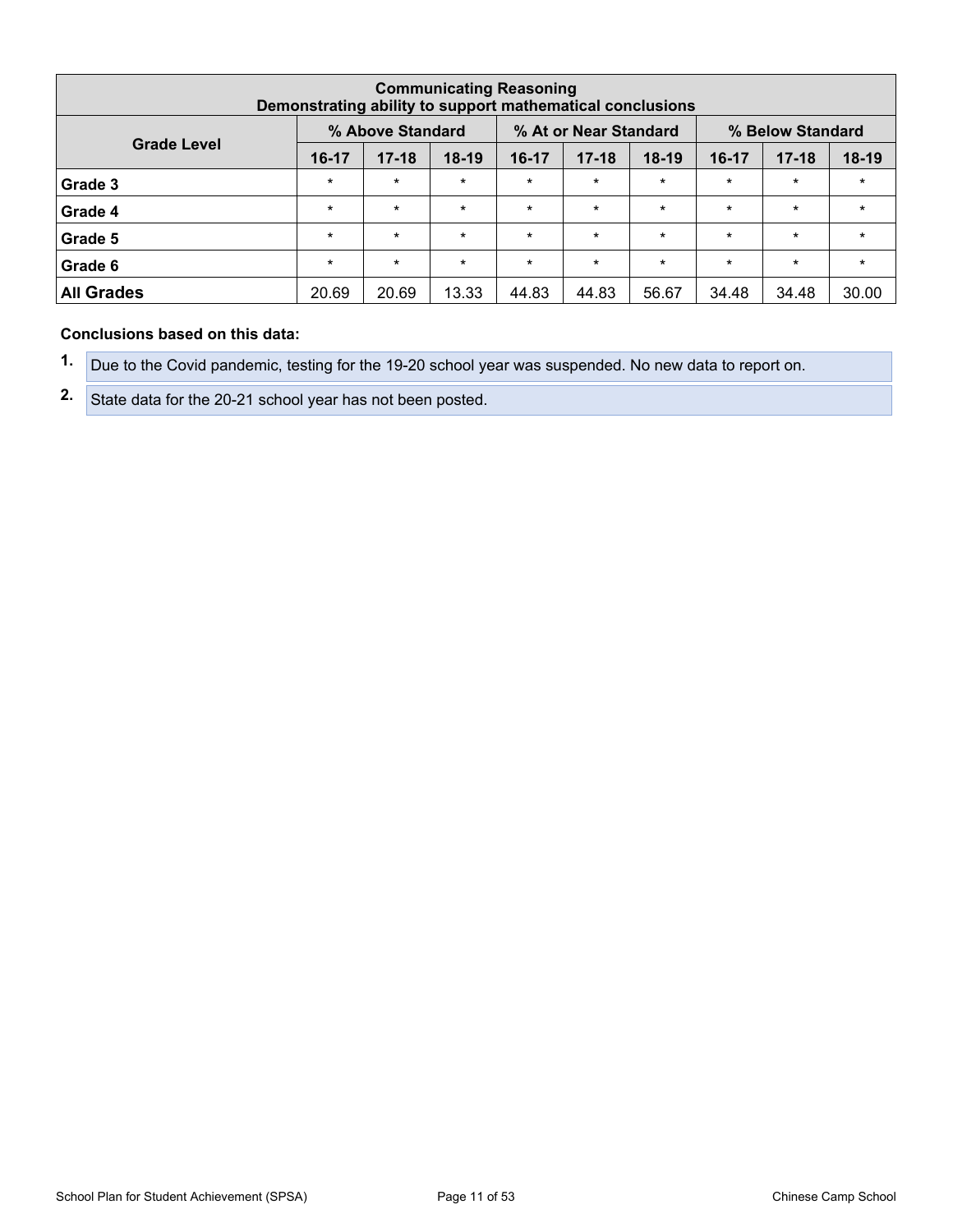| Communicating Reasoning<br>Demonstrating ability to support mathematical conclusions | | | | | | | | | |
|---|---|---|---|---|---|---|---|---|---|
| Grade Level | % Above Standard | | | % At or Near Standard | | | % Below Standard | | |
| | 16-17 | 17-18 | 18-19 | 16-17 | 17-18 | 18-19 | 16-17 | 17-18 | 18-19 |
| Grade 3 | * | * | * | * | * | * | * | * | * |
| Grade 4 | * | * | * | * | * | * | * | * | * |
| Grade 5 | * | * | * | * | * | * | * | * | * |
| Grade 6 | * | * | * | * | * | * | * | * | * |
| All Grades | 20.69 | 20.69 | 13.33 | 44.83 | 44.83 | 56.67 | 34.48 | 34.48 | 30.00 |

**Conclusions based on this data:**

1. Due to the Covid pandemic, testing for the 19-20 school year was suspended. No new data to report on.
2. State data for the 20-21 school year has not been posted.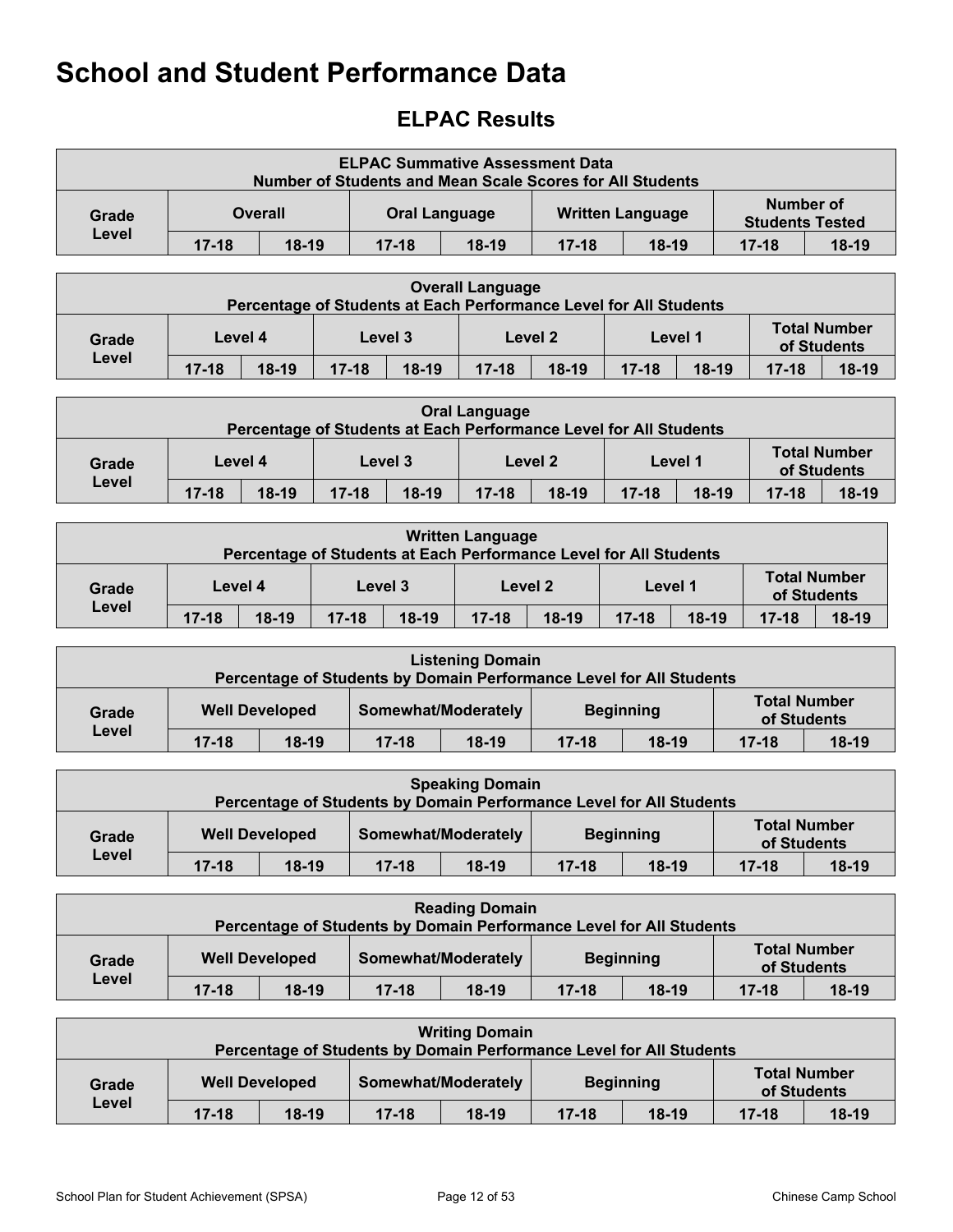# School and Student Performance Data

## ELPAC Results

| ELPAC Summative Assessment Data Number of Students and Mean Scale Scores for All Students | | | | | | | | |
|---|---|---|---|---|---|---|---|---|
| Grade Level | Overall | | Oral Language | | Written Language | | Number of Students Tested | |
| | 17-18 | 18-19 | 17-18 | 18-19 | 17-18 | 18-19 | 17-18 | 18-19 |

| Overall Language Percentage of Students at Each Performance Level for All Students | | | | | | | | | | |
|---|---|---|---|---|---|---|---|---|---|---|
| Grade Level | Level 4 | | Level 3 | | Level 2 | | Level 1 | | Total Number of Students | |
| | 17-18 | 18-19 | 17-18 | 18-19 | 17-18 | 18-19 | 17-18 | 18-19 | 17-18 | 18-19 |

| Oral Language Percentage of Students at Each Performance Level for All Students | | | | | | | | | | |
|---|---|---|---|---|---|---|---|---|---|---|
| Grade Level | Level 4 | | Level 3 | | Level 2 | | Level 1 | | Total Number of Students | |
| | 17-18 | 18-19 | 17-18 | 18-19 | 17-18 | 18-19 | 17-18 | 18-19 | 17-18 | 18-19 |

| Written Language Percentage of Students at Each Performance Level for All Students | | | | | | | | | | |
|---|---|---|---|---|---|---|---|---|---|---|
| Grade Level | Level 4 | | Level 3 | | Level 2 | | Level 1 | | Total Number of Students | |
| | 17-18 | 18-19 | 17-18 | 18-19 | 17-18 | 18-19 | 17-18 | 18-19 | 17-18 | 18-19 |

| Listening Domain Percentage of Students by Domain Performance Level for All Students | | | | | | | | |
|---|---|---|---|---|---|---|---|---|
| Grade Level | Well Developed | | Somewhat/Moderately | | Beginning | | Total Number of Students | |
| | 17-18 | 18-19 | 17-18 | 18-19 | 17-18 | 18-19 | 17-18 | 18-19 |

| Speaking Domain Percentage of Students by Domain Performance Level for All Students | | | | | | | | |
|---|---|---|---|---|---|---|---|---|
| Grade Level | Well Developed | | Somewhat/Moderately | | Beginning | | Total Number of Students | |
| | 17-18 | 18-19 | 17-18 | 18-19 | 17-18 | 18-19 | 17-18 | 18-19 |

| Reading Domain Percentage of Students by Domain Performance Level for All Students | | | | | | | | |
|---|---|---|---|---|---|---|---|---|
| Grade Level | Well Developed | | Somewhat/Moderately | | Beginning | | Total Number of Students | |
| | 17-18 | 18-19 | 17-18 | 18-19 | 17-18 | 18-19 | 17-18 | 18-19 |

| Writing Domain Percentage of Students by Domain Performance Level for All Students | | | | | | | | |
|---|---|---|---|---|---|---|---|---|
| Grade Level | Well Developed | | Somewhat/Moderately | | Beginning | | Total Number of Students | |
| | 17-18 | 18-19 | 17-18 | 18-19 | 17-18 | 18-19 | 17-18 | 18-19 |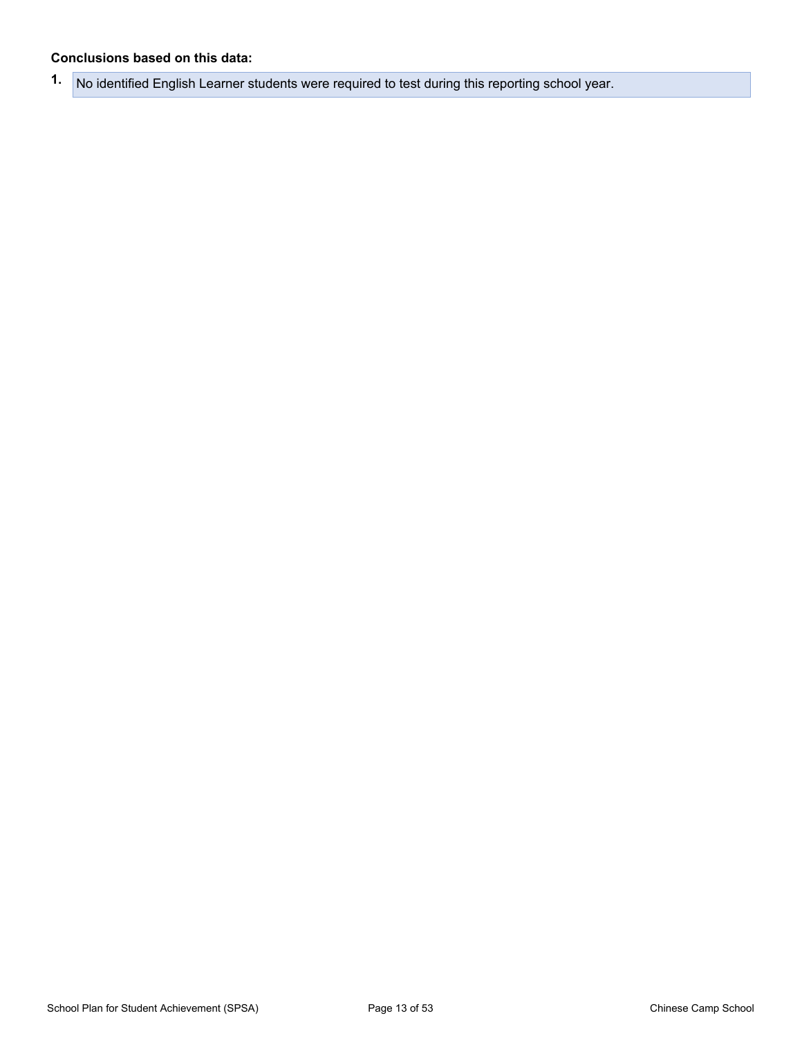**Conclusions based on this data:**

1. No identified English Learner students were required to test during this reporting school year.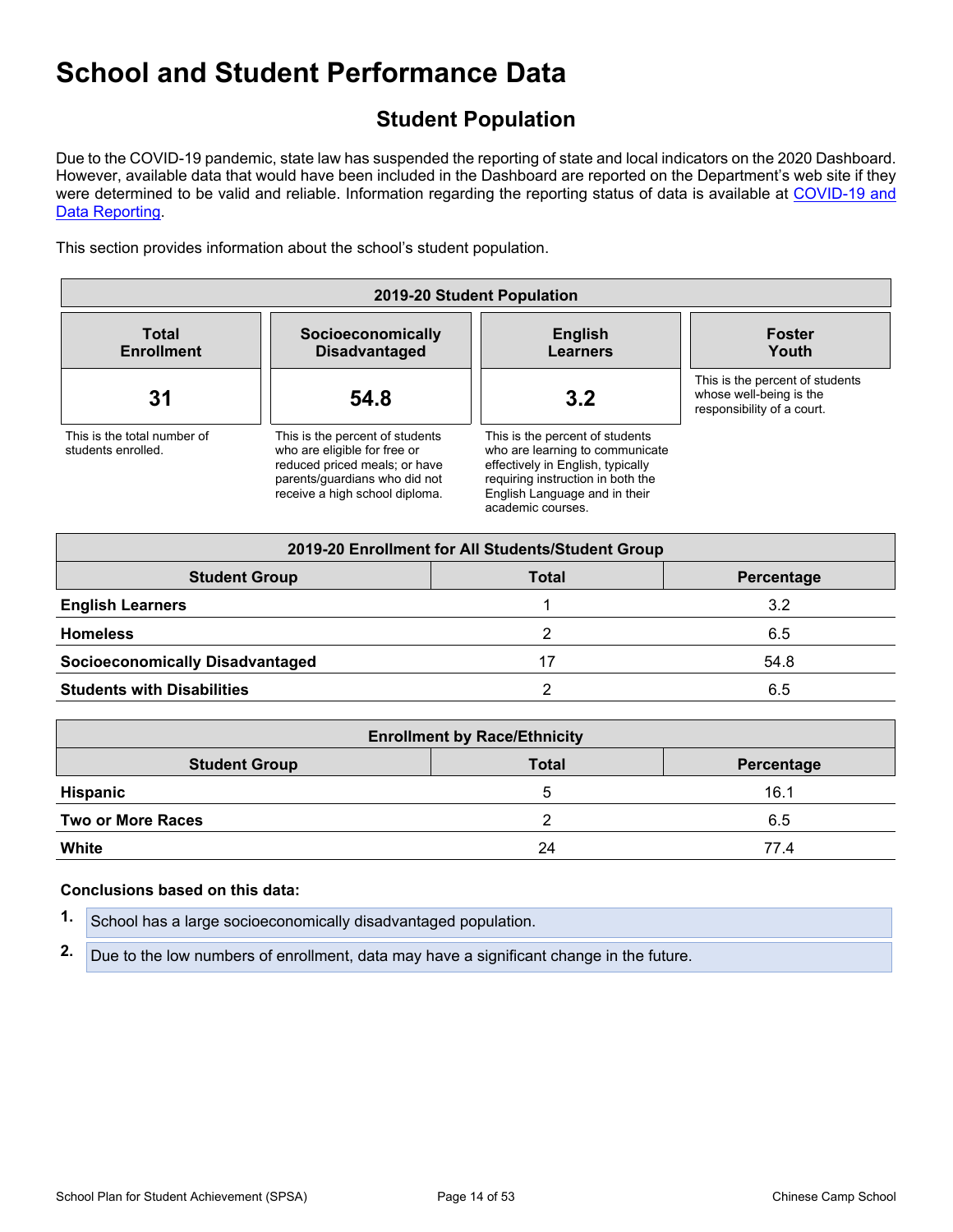# School and Student Performance Data

## Student Population

Due to the COVID-19 pandemic, state law has suspended the reporting of state and local indicators on the 2020 Dashboard. However, available data that would have been included in the Dashboard are reported on the Department's web site if they were determined to be valid and reliable. Information regarding the reporting status of data is available at [COVID-19 and Data Reporting](COVID-19 and Data Reporting).

This section provides information about the school's student population.

| 2019-20 Student Population | | | |
|---|---|---|---|
| **Total Enrollment** | **Socioeconomically Disadvantaged** | **English Learners** | **Foster Youth** |
| **31** | **54.8** | **3.2** | |
| This is the total number of students enrolled. | This is the percent of students who are eligible for free or reduced priced meals; or have parents/guardians who did not receive a high school diploma. | This is the percent of students who are learning to communicate effectively in English, typically requiring instruction in both the English Language and in their academic courses. | This is the percent of students whose well-being is the responsibility of a court. |

| 2019-20 Enrollment for All Students/Student Group | | |
|---|---|---|
| **Student Group** | **Total** | **Percentage** |
| **English Learners** | 1 | 3.2 |
| **Homeless** | 2 | 6.5 |
| **Socioeconomically Disadvantaged** | 17 | 54.8 |
| **Students with Disabilities** | 2 | 6.5 |

| Enrollment by Race/Ethnicity | | |
|---|---|---|
| **Student Group** | **Total** | **Percentage** |
| **Hispanic** | 5 | 16.1 |
| **Two or More Races** | 2 | 6.5 |
| **White** | 24 | 77.4 |

**Conclusions based on this data:**

1. School has a large socioeconomically disadvantaged population.
2. Due to the low numbers of enrollment, data may have a significant change in the future.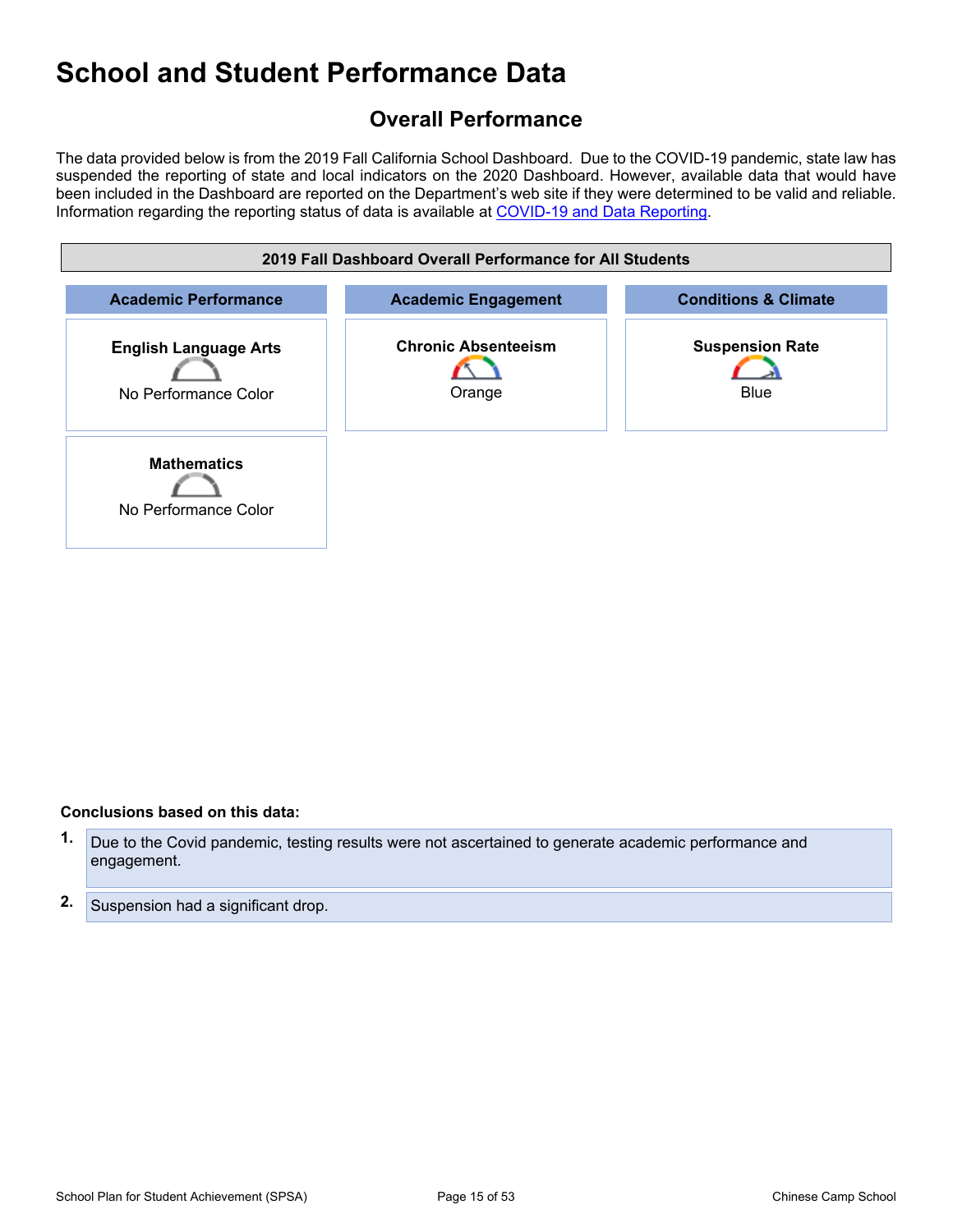# School and Student Performance Data

## Overall Performance

The data provided below is from the 2019 Fall California School Dashboard. Due to the COVID-19 pandemic, state law has suspended the reporting of state and local indicators on the 2020 Dashboard. However, available data that would have been included in the Dashboard are reported on the Department's web site if they were determined to be valid and reliable. Information regarding the reporting status of data is available at [COVID-19 and Data Reporting](COVID-19 and Data Reporting).

| 2019 Fall Dashboard Overall Performance for All Students | | |
|---|---|---|
| **Academic Performance** | **Academic Engagement** | **Conditions & Climate** |
| **English Language Arts**<br>No Performance Color | **Chronic Absenteeism**<br>Orange | **Suspension Rate**<br>Blue |
| **Mathematics**<br>No Performance Color | | |

**Conclusions based on this data:**

1. Due to the Covid pandemic, testing results were not ascertained to generate academic performance and engagement.
2. Suspension had a significant drop.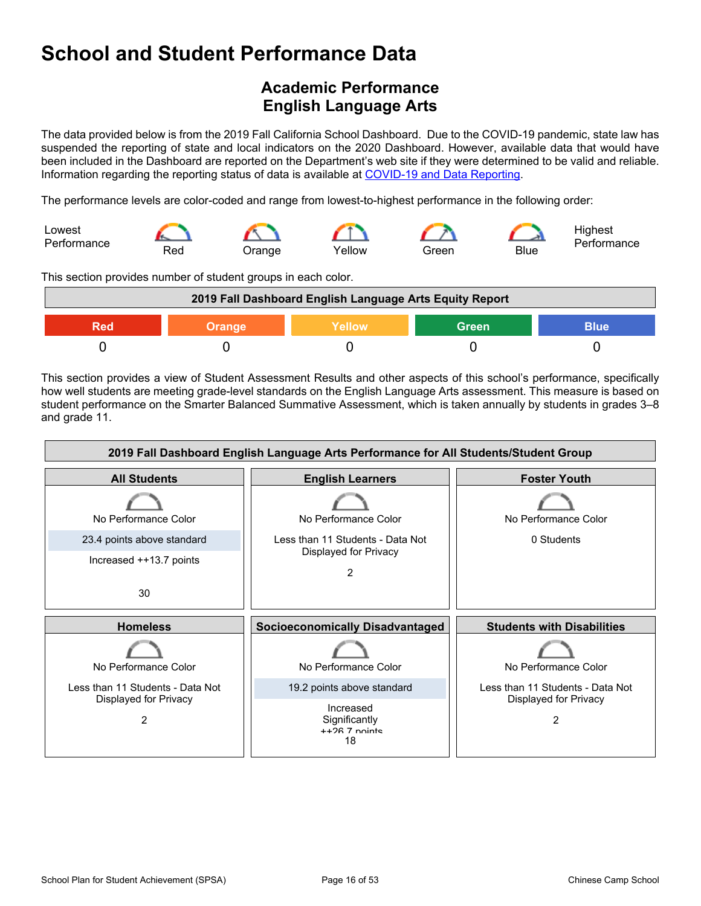# School and Student Performance Data

## Academic Performance
## English Language Arts

The data provided below is from the 2019 Fall California School Dashboard. Due to the COVID-19 pandemic, state law has suspended the reporting of state and local indicators on the 2020 Dashboard. However, available data that would have been included in the Dashboard are reported on the Department's web site if they were determined to be valid and reliable. Information regarding the reporting status of data is available at [COVID-19 and Data Reporting](COVID-19 and Data Reporting).

The performance levels are color-coded and range from lowest-to-highest performance in the following order:

Lowest Performance — Red — Orange — Yellow — Green — Blue — Highest Performance

This section provides number of student groups in each color.

| 2019 Fall Dashboard English Language Arts Equity Report | | | | |
|---|---|---|---|---|
| Red | Orange | Yellow | Green | Blue |
| 0 | 0 | 0 | 0 | 0 |

This section provides a view of Student Assessment Results and other aspects of this school's performance, specifically how well students are meeting grade-level standards on the English Language Arts assessment. This measure is based on student performance on the Smarter Balanced Summative Assessment, which is taken annually by students in grades 3–8 and grade 11.

| 2019 Fall Dashboard English Language Arts Performance for All Students/Student Group | | |
|---|---|---|
| **All Students** | **English Learners** | **Foster Youth** |
| No Performance Color<br>23.4 points above standard<br>Increased ++13.7 points<br>30 | No Performance Color<br>Less than 11 Students - Data Not Displayed for Privacy<br>2 | No Performance Color<br>0 Students |
| **Homeless** | **Socioeconomically Disadvantaged** | **Students with Disabilities** |
| No Performance Color<br>Less than 11 Students - Data Not Displayed for Privacy<br>2 | No Performance Color<br>19.2 points above standard<br>Increased Significantly ++26.7 points<br>18 | No Performance Color<br>Less than 11 Students - Data Not Displayed for Privacy<br>2 |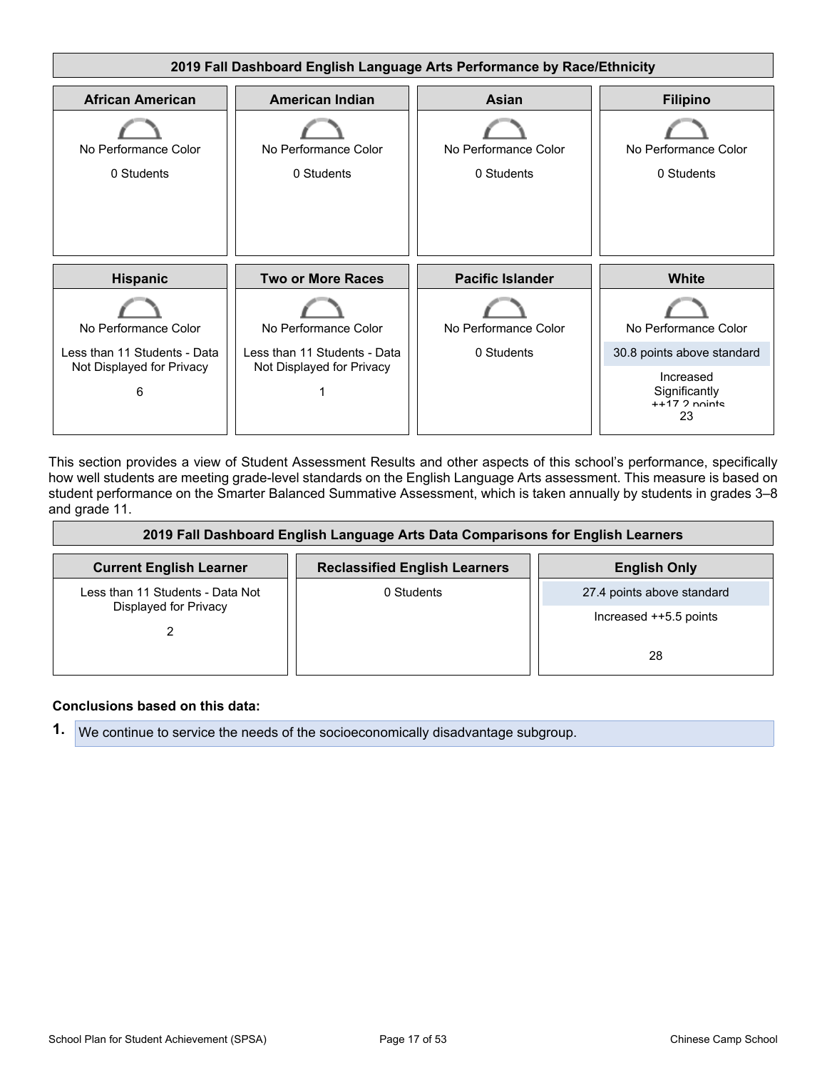## 2019 Fall Dashboard English Language Arts Performance by Race/Ethnicity

| African American | American Indian | Asian | Filipino |
|---|---|---|---|
| No Performance Color | No Performance Color | No Performance Color | No Performance Color |
| 0 Students | 0 Students | 0 Students | 0 Students |

| Hispanic | Two or More Races | Pacific Islander | White |
|---|---|---|---|
| No Performance Color | No Performance Color | No Performance Color | No Performance Color |
| Less than 11 Students - Data Not Displayed for Privacy | Less than 11 Students - Data Not Displayed for Privacy | 0 Students | 30.8 points above standard |
| 6 | 1 | | Increased Significantly ++17.2 points |
| | | | 23 |

This section provides a view of Student Assessment Results and other aspects of this school's performance, specifically how well students are meeting grade-level standards on the English Language Arts assessment. This measure is based on student performance on the Smarter Balanced Summative Assessment, which is taken annually by students in grades 3–8 and grade 11.

## 2019 Fall Dashboard English Language Arts Data Comparisons for English Learners

| Current English Learner | Reclassified English Learners | English Only |
|---|---|---|
| Less than 11 Students - Data Not Displayed for Privacy | 0 Students | 27.4 points above standard |
| 2 | | Increased ++5.5 points |
| | | 28 |

**Conclusions based on this data:**

1. We continue to service the needs of the socioeconomically disadvantage subgroup.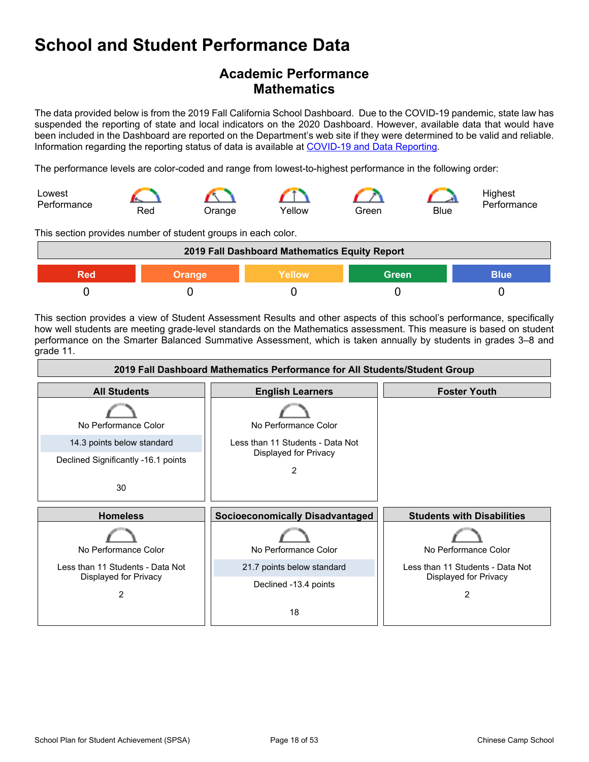# School and Student Performance Data

## Academic Performance
## Mathematics

The data provided below is from the 2019 Fall California School Dashboard. Due to the COVID-19 pandemic, state law has suspended the reporting of state and local indicators on the 2020 Dashboard. However, available data that would have been included in the Dashboard are reported on the Department's web site if they were determined to be valid and reliable. Information regarding the reporting status of data is available at [COVID-19 and Data Reporting](COVID-19 and Data Reporting).

The performance levels are color-coded and range from lowest-to-highest performance in the following order:

Lowest Performance — Red — Orange — Yellow — Green — Blue — Highest Performance

This section provides number of student groups in each color.

| 2019 Fall Dashboard Mathematics Equity Report | | | | |
|---|---|---|---|---|
| Red | Orange | Yellow | Green | Blue |
| 0 | 0 | 0 | 0 | 0 |

This section provides a view of Student Assessment Results and other aspects of this school's performance, specifically how well students are meeting grade-level standards on the Mathematics assessment. This measure is based on student performance on the Smarter Balanced Summative Assessment, which is taken annually by students in grades 3–8 and grade 11.

| 2019 Fall Dashboard Mathematics Performance for All Students/Student Group | | |
|---|---|---|
| **All Students** | **English Learners** | **Foster Youth** |
| No Performance Color<br>14.3 points below standard<br>Declined Significantly -16.1 points<br>30 | No Performance Color<br>Less than 11 Students - Data Not Displayed for Privacy<br>2 | |
| **Homeless** | **Socioeconomically Disadvantaged** | **Students with Disabilities** |
| No Performance Color<br>Less than 11 Students - Data Not Displayed for Privacy<br>2 | No Performance Color<br>21.7 points below standard<br>Declined -13.4 points<br>18 | No Performance Color<br>Less than 11 Students - Data Not Displayed for Privacy<br>2 |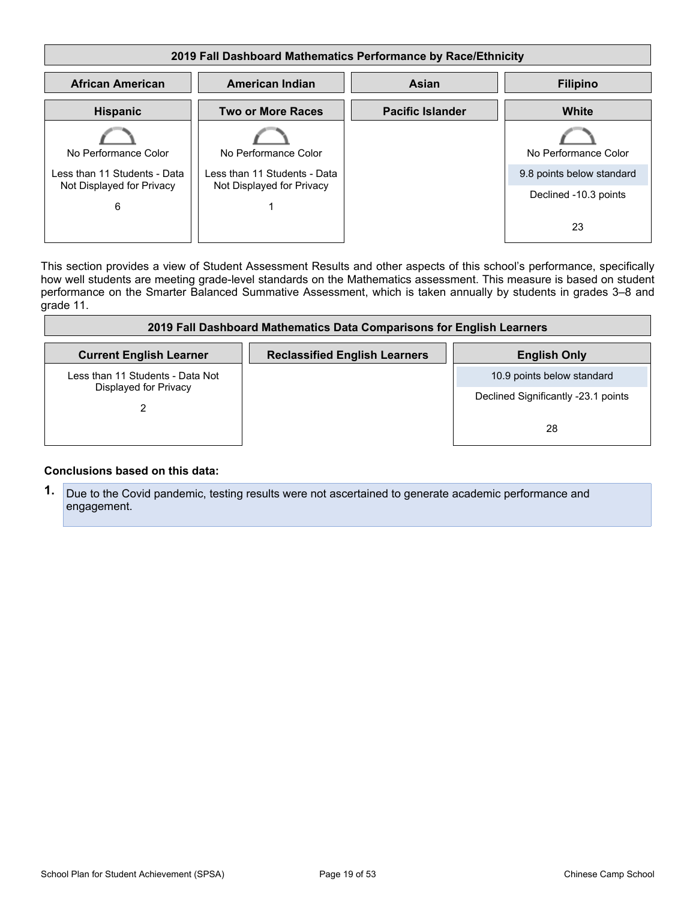| 2019 Fall Dashboard Mathematics Performance by Race/Ethnicity | | | |
|---|---|---|---|
| **African American** | **American Indian** | **Asian** | **Filipino** |
| **Hispanic** | **Two or More Races** | **Pacific Islander** | **White** |
| No Performance Color<br>Less than 11 Students - Data Not Displayed for Privacy<br>6 | No Performance Color<br>Less than 11 Students - Data Not Displayed for Privacy<br>1 | | No Performance Color<br>9.8 points below standard<br>Declined -10.3 points<br>23 |

This section provides a view of Student Assessment Results and other aspects of this school's performance, specifically how well students are meeting grade-level standards on the Mathematics assessment. This measure is based on student performance on the Smarter Balanced Summative Assessment, which is taken annually by students in grades 3–8 and grade 11.

| 2019 Fall Dashboard Mathematics Data Comparisons for English Learners | | |
|---|---|---|
| **Current English Learner** | **Reclassified English Learners** | **English Only** |
| Less than 11 Students - Data Not Displayed for Privacy<br>2 | | 10.9 points below standard<br>Declined Significantly -23.1 points<br>28 |

**Conclusions based on this data:**

1. Due to the Covid pandemic, testing results were not ascertained to generate academic performance and engagement.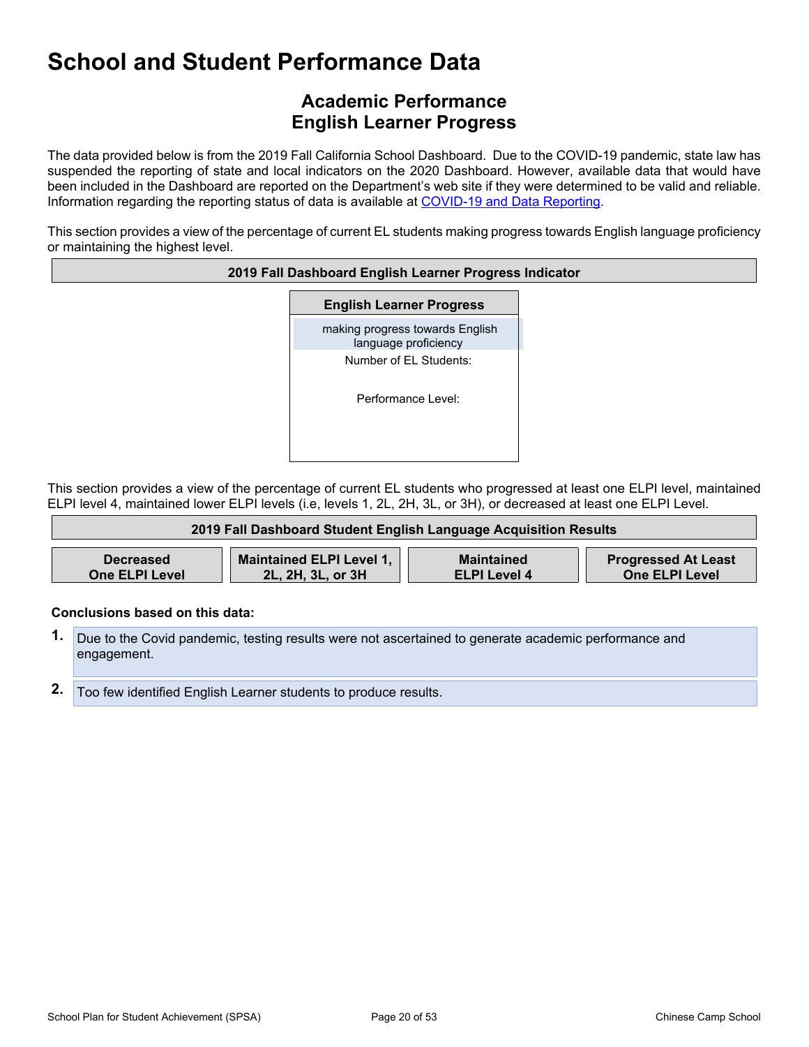# School and Student Performance Data

## Academic Performance
## English Learner Progress

The data provided below is from the 2019 Fall California School Dashboard. Due to the COVID-19 pandemic, state law has suspended the reporting of state and local indicators on the 2020 Dashboard. However, available data that would have been included in the Dashboard are reported on the Department's web site if they were determined to be valid and reliable. Information regarding the reporting status of data is available at COVID-19 and Data Reporting.

This section provides a view of the percentage of current EL students making progress towards English language proficiency or maintaining the highest level.

| 2019 Fall Dashboard English Learner Progress Indicator |
| --- |
| **English Learner Progress** |
| making progress towards English language proficiency |
| Number of EL Students: |
| Performance Level: |

This section provides a view of the percentage of current EL students who progressed at least one ELPI level, maintained ELPI level 4, maintained lower ELPI levels (i.e, levels 1, 2L, 2H, 3L, or 3H), or decreased at least one ELPI Level.

| 2019 Fall Dashboard Student English Language Acquisition Results | | | |
| --- | --- | --- | --- |
| **Decreased One ELPI Level** | **Maintained ELPI Level 1, 2L, 2H, 3L, or 3H** | **Maintained ELPI Level 4** | **Progressed At Least One ELPI Level** |

**Conclusions based on this data:**

1. Due to the Covid pandemic, testing results were not ascertained to generate academic performance and engagement.
2. Too few identified English Learner students to produce results.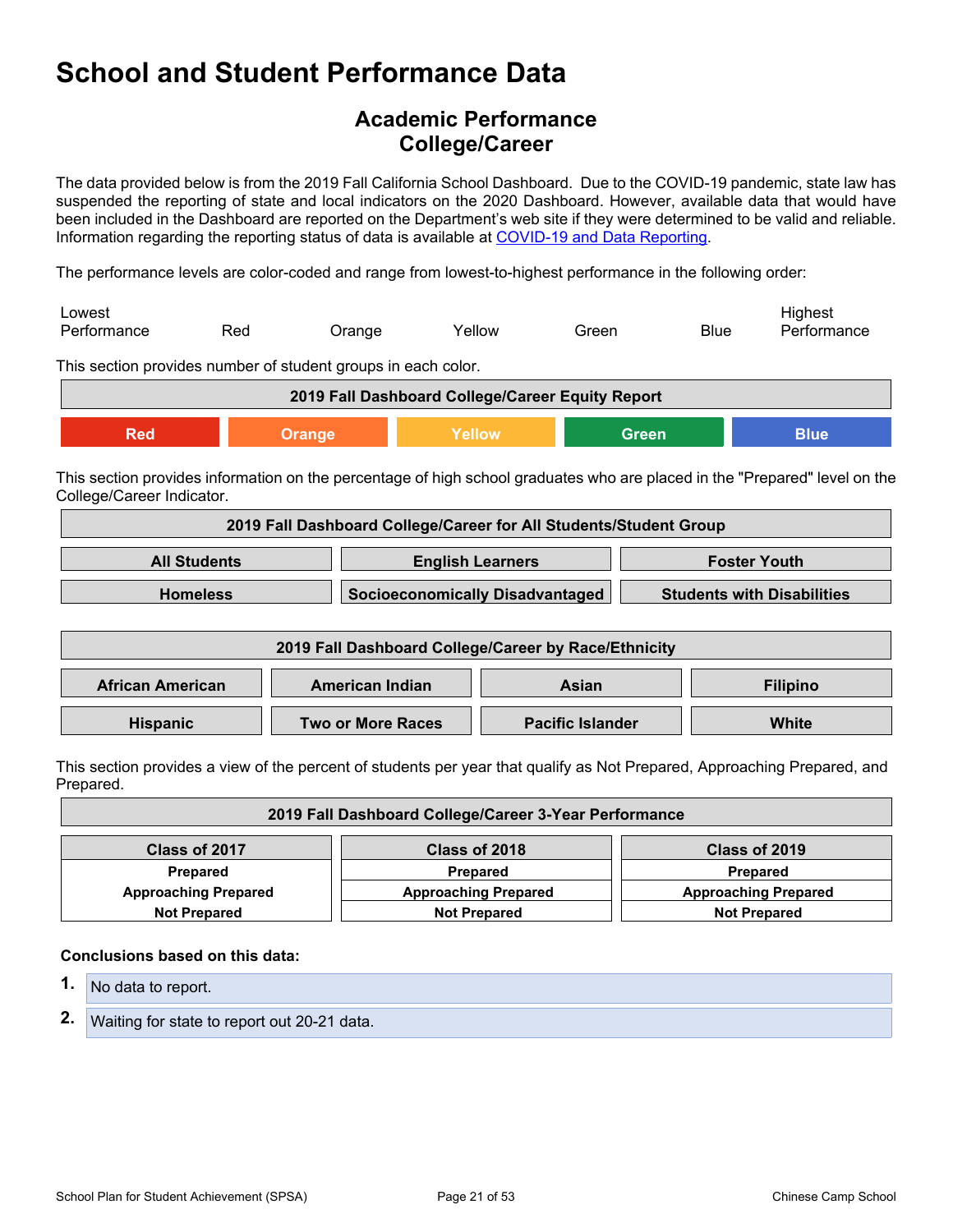# School and Student Performance Data

## Academic Performance
## College/Career

The data provided below is from the 2019 Fall California School Dashboard. Due to the COVID-19 pandemic, state law has suspended the reporting of state and local indicators on the 2020 Dashboard. However, available data that would have been included in the Dashboard are reported on the Department's web site if they were determined to be valid and reliable. Information regarding the reporting status of data is available at [COVID-19 and Data Reporting](COVID-19 and Data Reporting).

The performance levels are color-coded and range from lowest-to-highest performance in the following order:

| Lowest Performance | Red | Orange | Yellow | Green | Blue | Highest Performance |
|---|---|---|---|---|---|---|

This section provides number of student groups in each color.

| 2019 Fall Dashboard College/Career Equity Report | | | | |
|---|---|---|---|---|
| Red | Orange | Yellow | Green | Blue |

This section provides information on the percentage of high school graduates who are placed in the "Prepared" level on the College/Career Indicator.

| 2019 Fall Dashboard College/Career for All Students/Student Group | | |
|---|---|---|
| All Students | English Learners | Foster Youth |
| Homeless | Socioeconomically Disadvantaged | Students with Disabilities |

| 2019 Fall Dashboard College/Career by Race/Ethnicity | | | |
|---|---|---|---|
| African American | American Indian | Asian | Filipino |
| Hispanic | Two or More Races | Pacific Islander | White |

This section provides a view of the percent of students per year that qualify as Not Prepared, Approaching Prepared, and Prepared.

| 2019 Fall Dashboard College/Career 3-Year Performance | | |
|---|---|---|
| Class of 2017 | Class of 2018 | Class of 2019 |
| Prepared | Prepared | Prepared |
| Approaching Prepared | Approaching Prepared | Approaching Prepared |
| Not Prepared | Not Prepared | Not Prepared |

**Conclusions based on this data:**

1. No data to report.
2. Waiting for state to report out 20-21 data.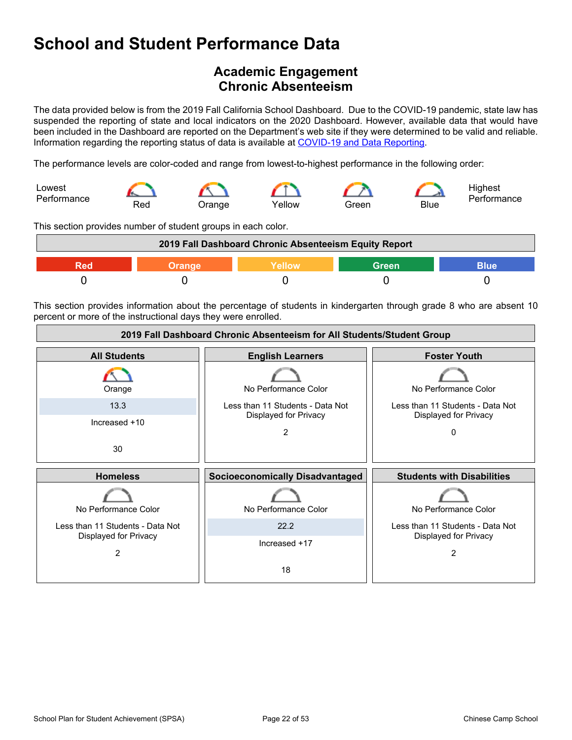# School and Student Performance Data

## Academic Engagement
## Chronic Absenteeism

The data provided below is from the 2019 Fall California School Dashboard. Due to the COVID-19 pandemic, state law has suspended the reporting of state and local indicators on the 2020 Dashboard. However, available data that would have been included in the Dashboard are reported on the Department's web site if they were determined to be valid and reliable. Information regarding the reporting status of data is available at [COVID-19 and Data Reporting](#).

The performance levels are color-coded and range from lowest-to-highest performance in the following order:

Lowest Performance — Red — Orange — Yellow — Green — Blue — Highest Performance

This section provides number of student groups in each color.

| 2019 Fall Dashboard Chronic Absenteeism Equity Report | | | | |
|---|---|---|---|---|
| Red | Orange | Yellow | Green | Blue |
| 0 | 0 | 0 | 0 | 0 |

This section provides information about the percentage of students in kindergarten through grade 8 who are absent 10 percent or more of the instructional days they were enrolled.

| 2019 Fall Dashboard Chronic Absenteeism for All Students/Student Group | | |
|---|---|---|
| **All Students** | **English Learners** | **Foster Youth** |
| Orange<br>13.3<br>Increased +10<br>30 | No Performance Color<br>Less than 11 Students - Data Not Displayed for Privacy<br>2 | No Performance Color<br>Less than 11 Students - Data Not Displayed for Privacy<br>0 |
| **Homeless** | **Socioeconomically Disadvantaged** | **Students with Disabilities** |
| No Performance Color<br>Less than 11 Students - Data Not Displayed for Privacy<br>2 | No Performance Color<br>22.2<br>Increased +17<br>18 | No Performance Color<br>Less than 11 Students - Data Not Displayed for Privacy<br>2 |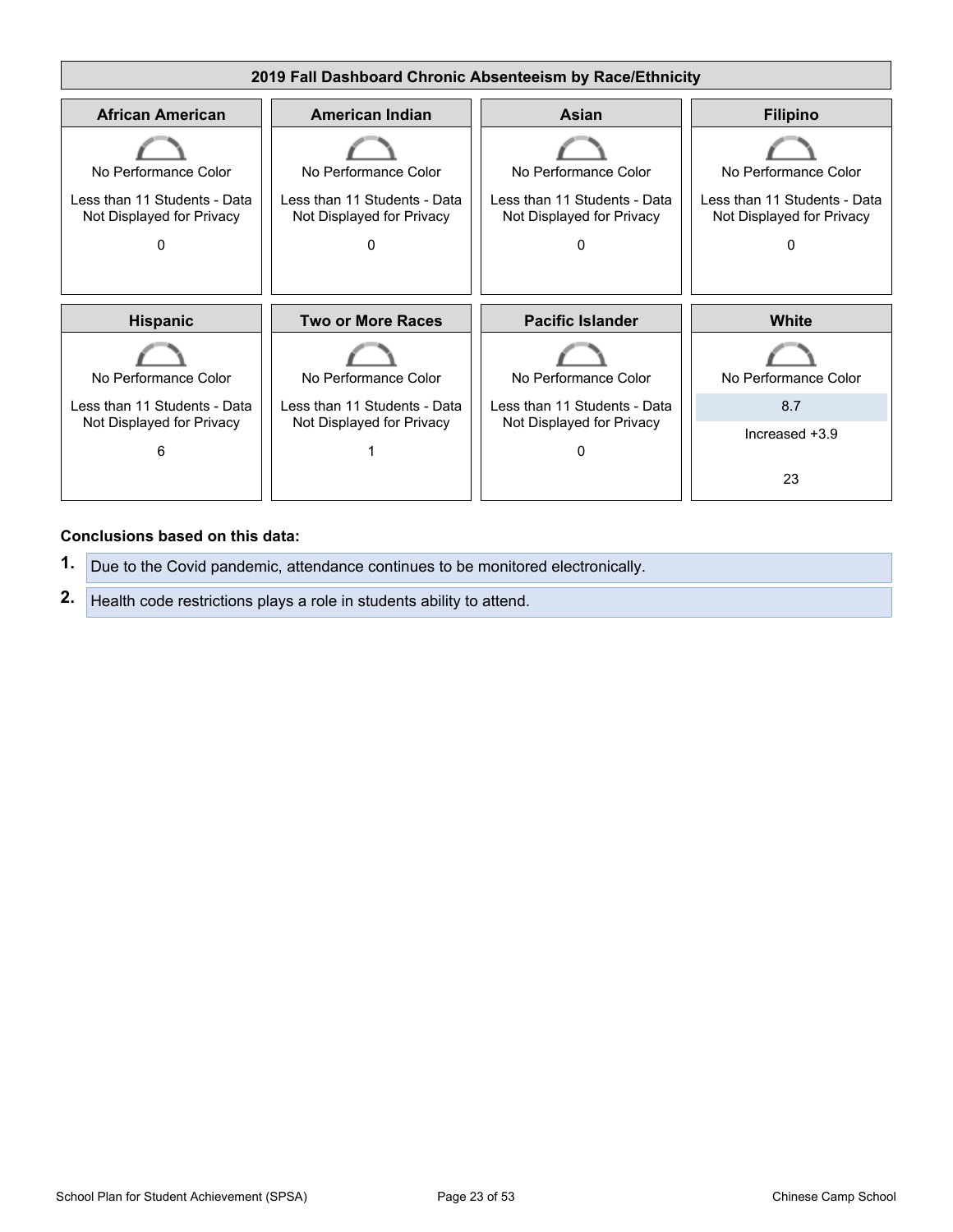## 2019 Fall Dashboard Chronic Absenteeism by Race/Ethnicity

| African American | American Indian | Asian | Filipino |
|---|---|---|---|
| No Performance Color | No Performance Color | No Performance Color | No Performance Color |
| Less than 11 Students - Data Not Displayed for Privacy | Less than 11 Students - Data Not Displayed for Privacy | Less than 11 Students - Data Not Displayed for Privacy | Less than 11 Students - Data Not Displayed for Privacy |
| 0 | 0 | 0 | 0 |

| Hispanic | Two or More Races | Pacific Islander | White |
|---|---|---|---|
| No Performance Color | No Performance Color | No Performance Color | No Performance Color |
| Less than 11 Students - Data Not Displayed for Privacy | Less than 11 Students - Data Not Displayed for Privacy | Less than 11 Students - Data Not Displayed for Privacy | 8.7 |
| | | | Increased +3.9 |
| 6 | 1 | 0 | 23 |

**Conclusions based on this data:**

1. Due to the Covid pandemic, attendance continues to be monitored electronically.
2. Health code restrictions plays a role in students ability to attend.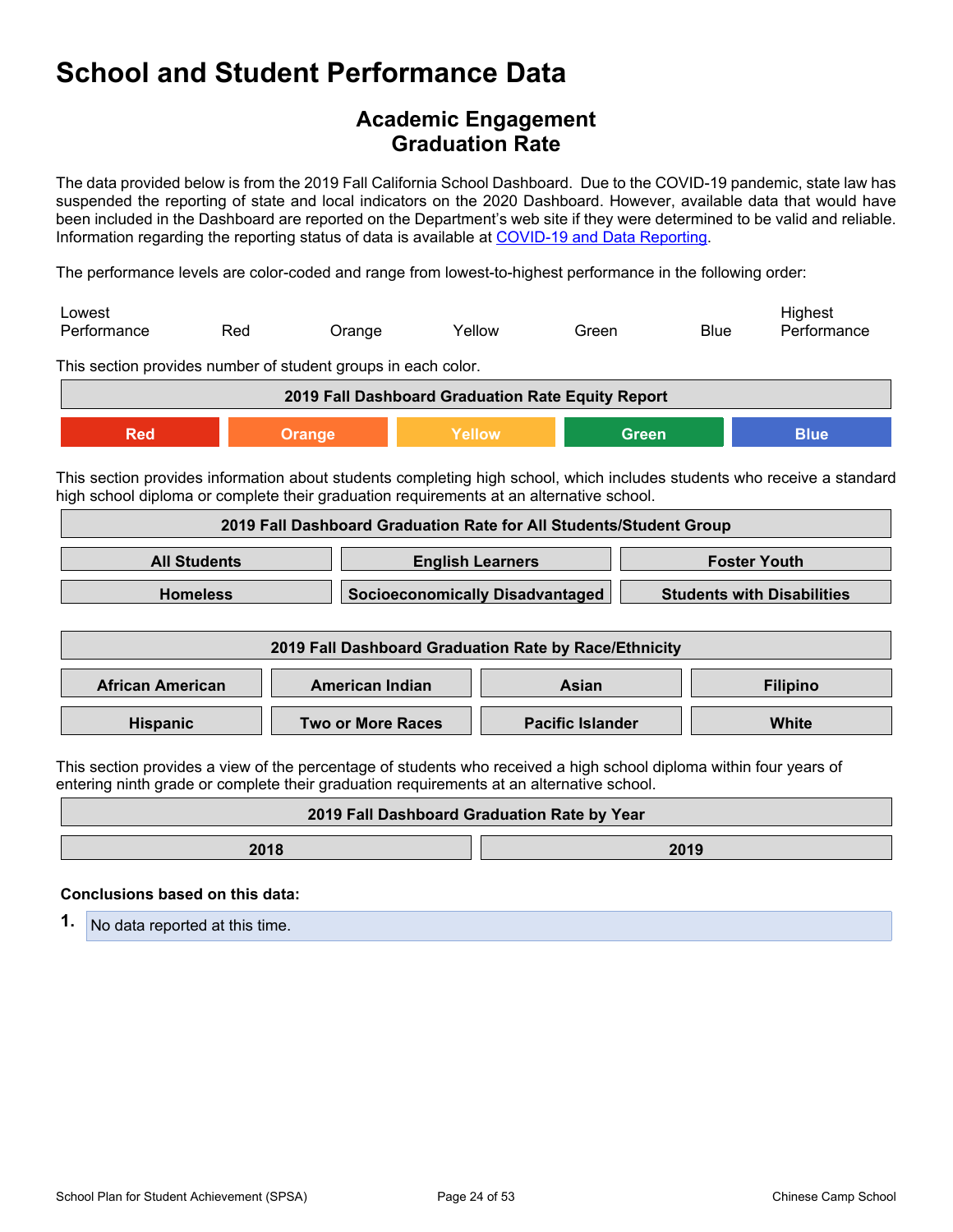# School and Student Performance Data

## Academic Engagement
## Graduation Rate

The data provided below is from the 2019 Fall California School Dashboard. Due to the COVID-19 pandemic, state law has suspended the reporting of state and local indicators on the 2020 Dashboard. However, available data that would have been included in the Dashboard are reported on the Department's web site if they were determined to be valid and reliable. Information regarding the reporting status of data is available at [COVID-19 and Data Reporting].

The performance levels are color-coded and range from lowest-to-highest performance in the following order:

| Lowest Performance | Red | Orange | Yellow | Green | Blue | Highest Performance |
|---|---|---|---|---|---|---|

This section provides number of student groups in each color.

| 2019 Fall Dashboard Graduation Rate Equity Report | | | | |
|---|---|---|---|---|
| Red | Orange | Yellow | Green | Blue |

This section provides information about students completing high school, which includes students who receive a standard high school diploma or complete their graduation requirements at an alternative school.

| 2019 Fall Dashboard Graduation Rate for All Students/Student Group | | |
|---|---|---|
| All Students | English Learners | Foster Youth |
| Homeless | Socioeconomically Disadvantaged | Students with Disabilities |

| 2019 Fall Dashboard Graduation Rate by Race/Ethnicity | | | |
|---|---|---|---|
| African American | American Indian | Asian | Filipino |
| Hispanic | Two or More Races | Pacific Islander | White |

This section provides a view of the percentage of students who received a high school diploma within four years of entering ninth grade or complete their graduation requirements at an alternative school.

| 2019 Fall Dashboard Graduation Rate by Year | |
|---|---|
| 2018 | 2019 |

**Conclusions based on this data:**

1. No data reported at this time.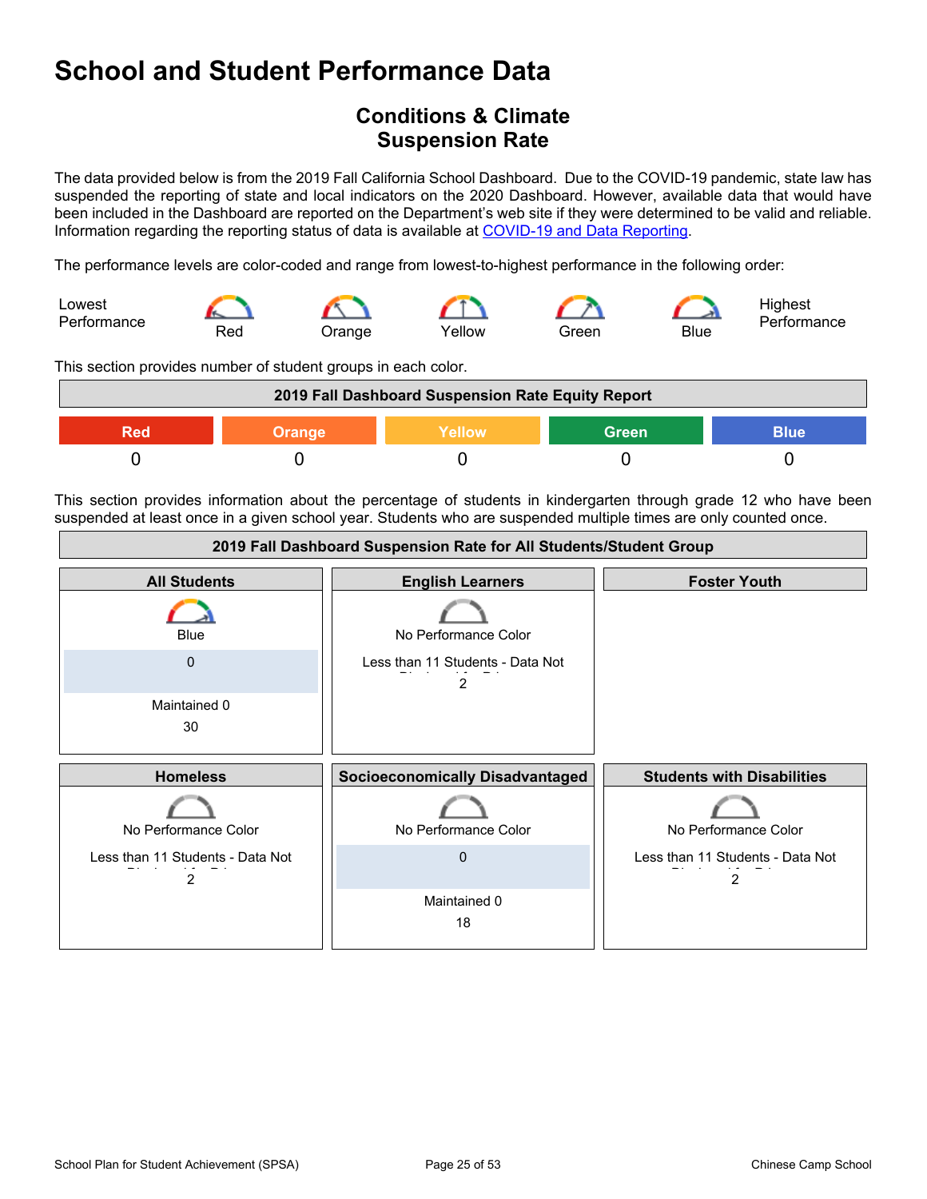# School and Student Performance Data

## Conditions & Climate
## Suspension Rate

The data provided below is from the 2019 Fall California School Dashboard. Due to the COVID-19 pandemic, state law has suspended the reporting of state and local indicators on the 2020 Dashboard. However, available data that would have been included in the Dashboard are reported on the Department's web site if they were determined to be valid and reliable. Information regarding the reporting status of data is available at [COVID-19 and Data Reporting](#).

The performance levels are color-coded and range from lowest-to-highest performance in the following order:

Lowest Performance — Red — Orange — Yellow — Green — Blue — Highest Performance

This section provides number of student groups in each color.

| 2019 Fall Dashboard Suspension Rate Equity Report | | | | |
|---|---|---|---|---|
| Red | Orange | Yellow | Green | Blue |
| 0 | 0 | 0 | 0 | 0 |

This section provides information about the percentage of students in kindergarten through grade 12 who have been suspended at least once in a given school year. Students who are suspended multiple times are only counted once.

| 2019 Fall Dashboard Suspension Rate for All Students/Student Group | | |
|---|---|---|
| **All Students** | **English Learners** | **Foster Youth** |
| Blue<br>0<br>Maintained 0<br>30 | No Performance Color<br>Less than 11 Students - Data Not Displayed for Privacy<br>2 | |
| **Homeless** | **Socioeconomically Disadvantaged** | **Students with Disabilities** |
| No Performance Color<br>Less than 11 Students - Data Not Displayed for Privacy<br>2 | No Performance Color<br>0<br>Maintained 0<br>18 | No Performance Color<br>Less than 11 Students - Data Not Displayed for Privacy<br>2 |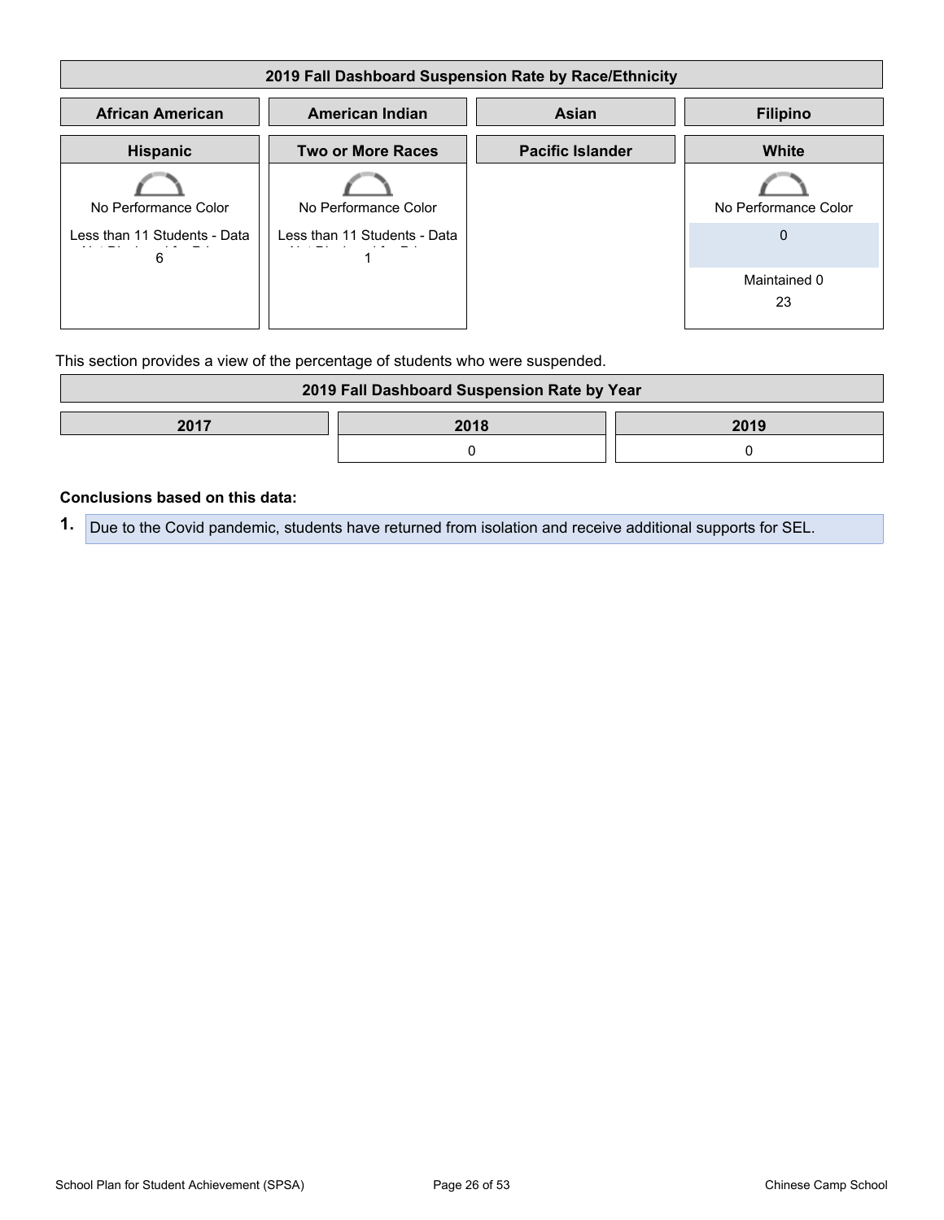| 2019 Fall Dashboard Suspension Rate by Race/Ethnicity | | | |
|---|---|---|---|
| **African American** | **American Indian** | **Asian** | **Filipino** |
| **Hispanic** | **Two or More Races** | **Pacific Islander** | **White** |
| No Performance Color<br>Less than 11 Students - Data Not Displayed for Privacy<br>6 | No Performance Color<br>Less than 11 Students - Data Not Displayed for Privacy<br>1 | | No Performance Color<br>0<br>Maintained 0<br>23 |

This section provides a view of the percentage of students who were suspended.

| 2019 Fall Dashboard Suspension Rate by Year | | |
|---|---|---|
| **2017** | **2018** | **2019** |
| | 0 | 0 |

**Conclusions based on this data:**

1. Due to the Covid pandemic, students have returned from isolation and receive additional supports for SEL.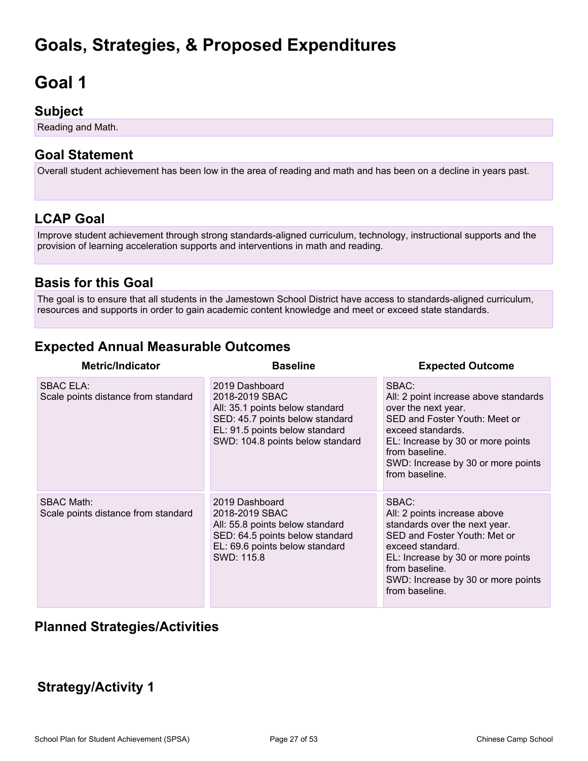# Goals, Strategies, & Proposed Expenditures

# Goal 1

## Subject

Reading and Math.

## Goal Statement

Overall student achievement has been low in the area of reading and math and has been on a decline in years past.

## LCAP Goal

Improve student achievement through strong standards-aligned curriculum, technology, instructional supports and the provision of learning acceleration supports and interventions in math and reading.

## Basis for this Goal

The goal is to ensure that all students in the Jamestown School District have access to standards-aligned curriculum, resources and supports in order to gain academic content knowledge and meet or exceed state standards.

## Expected Annual Measurable Outcomes

| Metric/Indicator | Baseline | Expected Outcome |
|---|---|---|
| SBAC ELA:<br>Scale points distance from standard | 2019 Dashboard<br>2018-2019 SBAC<br>All: 35.1 points below standard<br>SED: 45.7 points below standard<br>EL: 91.5 points below standard<br>SWD: 104.8 points below standard | SBAC:<br>All: 2 point increase above standards over the next year.<br>SED and Foster Youth: Meet or exceed standards.<br>EL: Increase by 30 or more points from baseline.<br>SWD: Increase by 30 or more points from baseline. |
| SBAC Math:<br>Scale points distance from standard | 2019 Dashboard<br>2018-2019 SBAC<br>All: 55.8 points below standard<br>SED: 64.5 points below standard<br>EL: 69.6 points below standard<br>SWD: 115.8 | SBAC:<br>All: 2 points increase above standards over the next year.<br>SED and Foster Youth: Met or exceed standard.<br>EL: Increase by 30 or more points from baseline.<br>SWD: Increase by 30 or more points from baseline. |

## Planned Strategies/Activities

## Strategy/Activity 1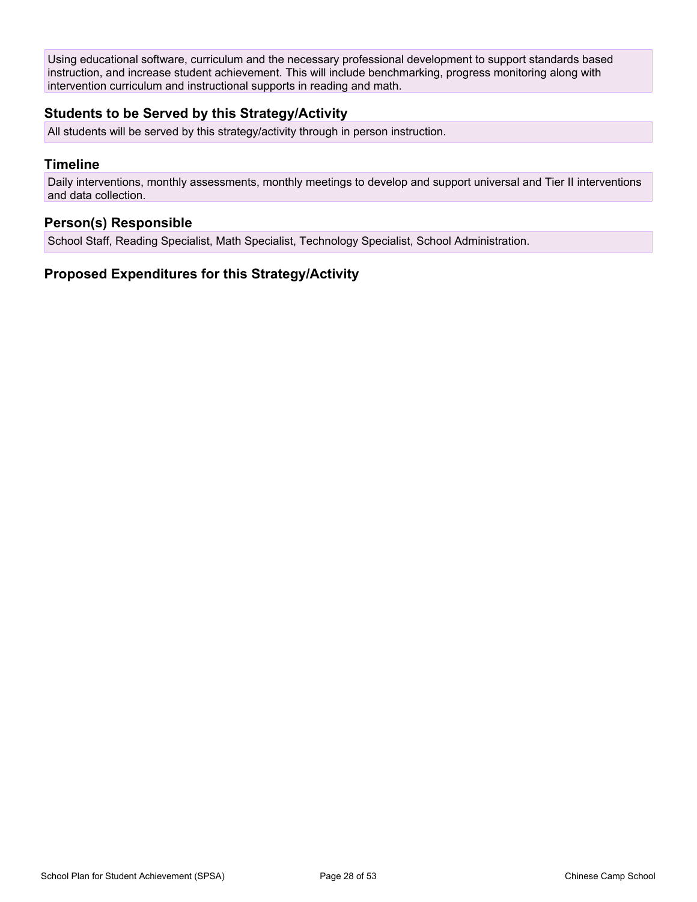Using educational software, curriculum and the necessary professional development to support standards based instruction, and increase student achievement. This will include benchmarking, progress monitoring along with intervention curriculum and instructional supports in reading and math.

### Students to be Served by this Strategy/Activity

All students will be served by this strategy/activity through in person instruction.

### Timeline

Daily interventions, monthly assessments, monthly meetings to develop and support universal and Tier II interventions and data collection.

### Person(s) Responsible

School Staff, Reading Specialist, Math Specialist, Technology Specialist, School Administration.

### Proposed Expenditures for this Strategy/Activity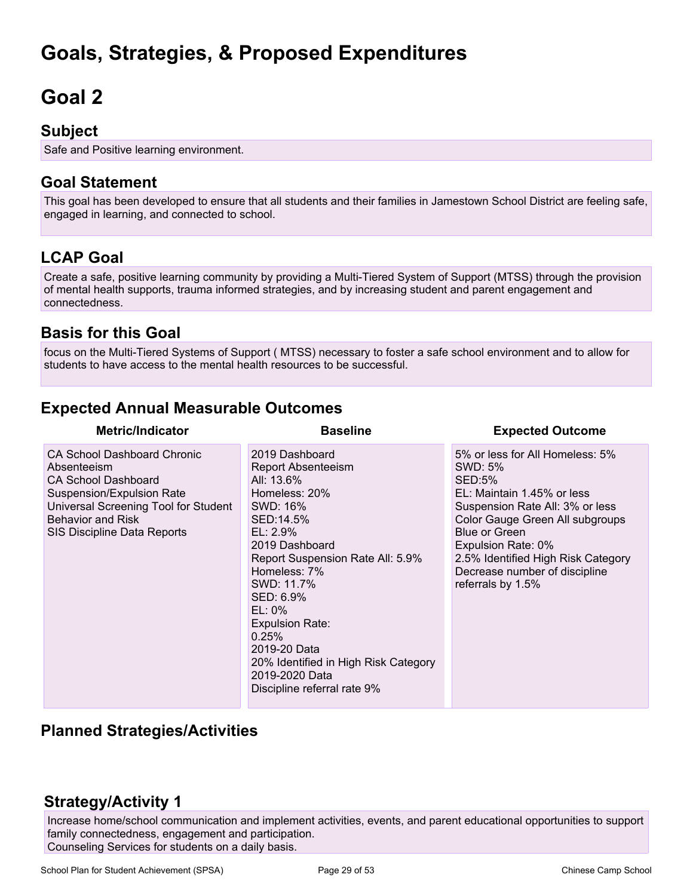# Goals, Strategies, & Proposed Expenditures

# Goal 2

## Subject

Safe and Positive learning environment.

## Goal Statement

This goal has been developed to ensure that all students and their families in Jamestown School District are feeling safe, engaged in learning, and connected to school.

## LCAP Goal

Create a safe, positive learning community by providing a Multi-Tiered System of Support (MTSS) through the provision of mental health supports, trauma informed strategies, and by increasing student and parent engagement and connectedness.

## Basis for this Goal

focus on the Multi-Tiered Systems of Support ( MTSS) necessary to foster a safe school environment and to allow for students to have access to the mental health resources to be successful.

## Expected Annual Measurable Outcomes

| Metric/Indicator | Baseline | Expected Outcome |
| --- | --- | --- |
| CA School Dashboard Chronic Absenteeism<br>CA School Dashboard Suspension/Expulsion Rate<br>Universal Screening Tool for Student Behavior and Risk<br>SIS Discipline Data Reports | 2019 Dashboard<br>Report Absenteeism<br>All: 13.6%<br>Homeless: 20%<br>SWD: 16%<br>SED:14.5%<br>EL: 2.9%<br>2019 Dashboard<br>Report Suspension Rate All: 5.9%<br>Homeless: 7%<br>SWD: 11.7%<br>SED: 6.9%<br>EL: 0%<br>Expulsion Rate:<br>0.25%<br>2019-20 Data<br>20% Identified in High Risk Category<br>2019-2020 Data<br>Discipline referral rate 9% | 5% or less for All Homeless: 5%<br>SWD: 5%<br>SED:5%<br>EL: Maintain 1.45% or less<br>Suspension Rate All: 3% or less<br>Color Gauge Green All subgroups Blue or Green<br>Expulsion Rate: 0%<br>2.5% Identified High Risk Category<br>Decrease number of discipline referrals by 1.5% |

## Planned Strategies/Activities

## Strategy/Activity 1

Increase home/school communication and implement activities, events, and parent educational opportunities to support family connectedness, engagement and participation.
Counseling Services for students on a daily basis.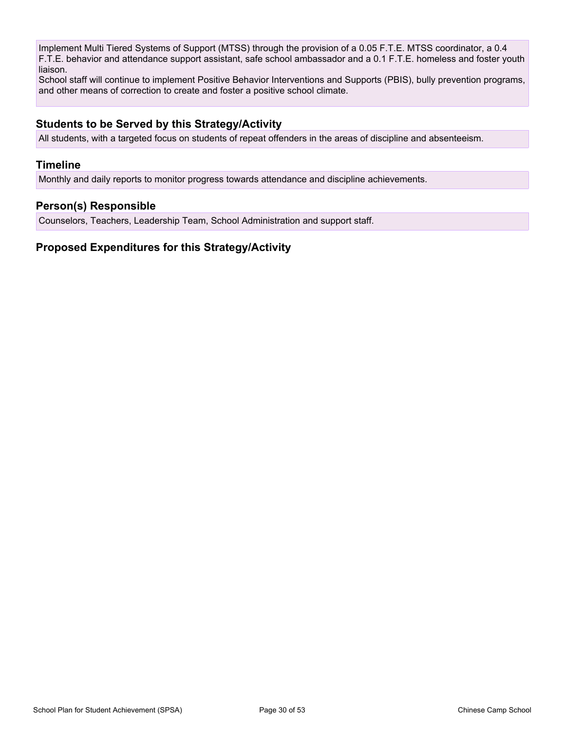Implement Multi Tiered Systems of Support (MTSS) through the provision of a 0.05 F.T.E. MTSS coordinator, a 0.4 F.T.E. behavior and attendance support assistant, safe school ambassador and a 0.1 F.T.E. homeless and foster youth liaison.
School staff will continue to implement Positive Behavior Interventions and Supports (PBIS), bully prevention programs, and other means of correction to create and foster a positive school climate.

### Students to be Served by this Strategy/Activity

All students, with a targeted focus on students of repeat offenders in the areas of discipline and absenteeism.

### Timeline

Monthly and daily reports to monitor progress towards attendance and discipline achievements.

### Person(s) Responsible

Counselors, Teachers, Leadership Team, School Administration and support staff.

### Proposed Expenditures for this Strategy/Activity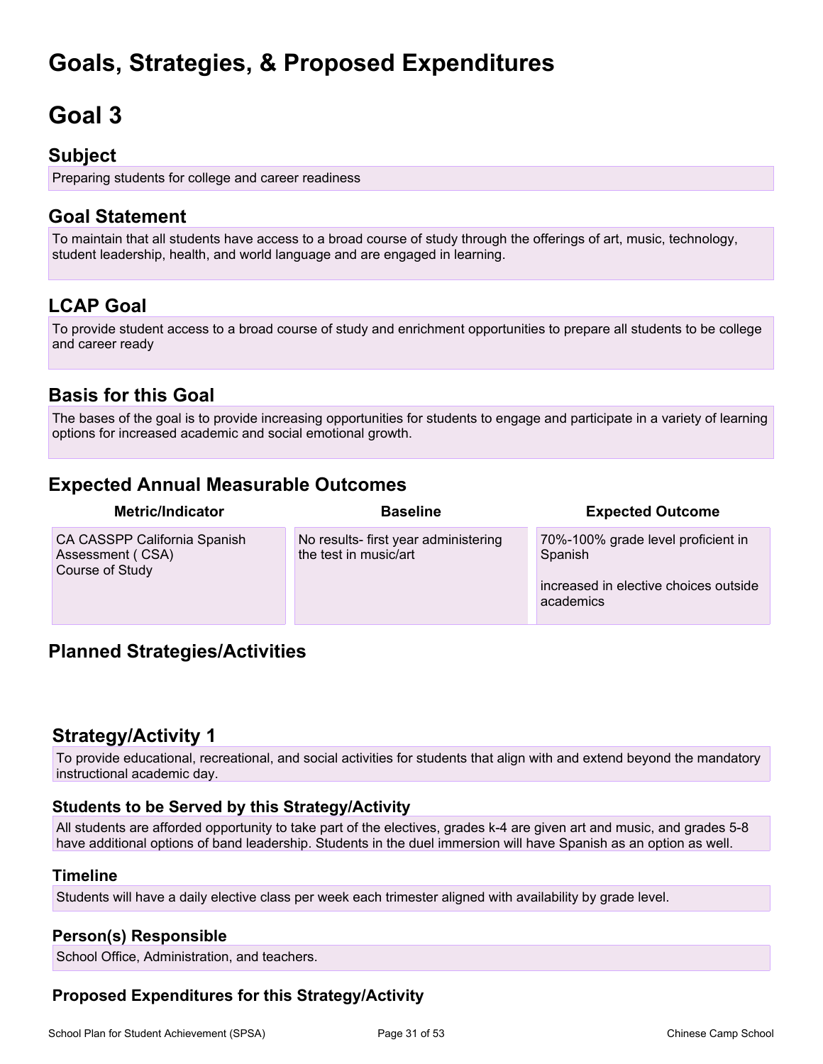# Goals, Strategies, & Proposed Expenditures

# Goal 3

## Subject

Preparing students for college and career readiness

## Goal Statement

To maintain that all students have access to a broad course of study through the offerings of art, music, technology, student leadership, health, and world language and are engaged in learning.

## LCAP Goal

To provide student access to a broad course of study and enrichment opportunities to prepare all students to be college and career ready

## Basis for this Goal

The bases of the goal is to provide increasing opportunities for students to engage and participate in a variety of learning options for increased academic and social emotional growth.

## Expected Annual Measurable Outcomes

| Metric/Indicator | Baseline | Expected Outcome |
| --- | --- | --- |
| CA CASSPP California Spanish Assessment ( CSA)<br>Course of Study | No results- first year administering the test in music/art | 70%-100% grade level proficient in Spanish<br><br>increased in elective choices outside academics |

## Planned Strategies/Activities

### Strategy/Activity 1

To provide educational, recreational, and social activities for students that align with and extend beyond the mandatory instructional academic day.

#### Students to be Served by this Strategy/Activity

All students are afforded opportunity to take part of the electives, grades k-4 are given art and music, and grades 5-8 have additional options of band leadership. Students in the duel immersion will have Spanish as an option as well.

#### Timeline

Students will have a daily elective class per week each trimester aligned with availability by grade level.

#### Person(s) Responsible

School Office, Administration, and teachers.

#### Proposed Expenditures for this Strategy/Activity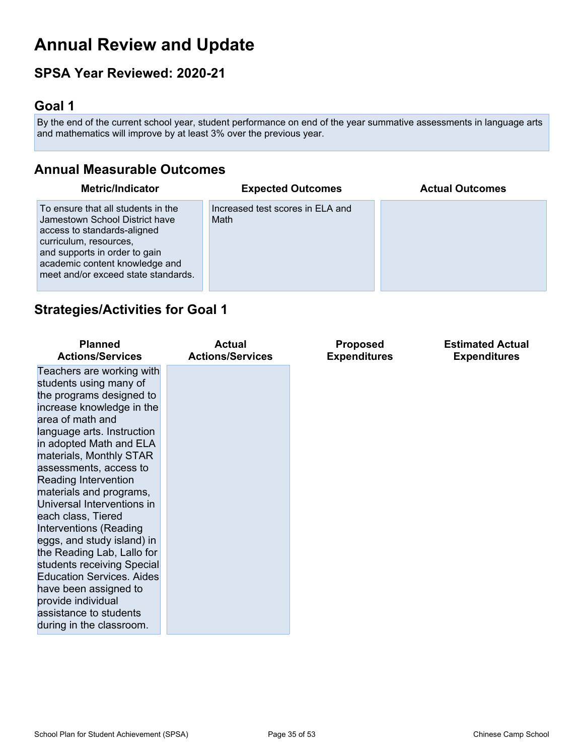# Annual Review and Update

## SPSA Year Reviewed: 2020-21

## Goal 1

By the end of the current school year, student performance on end of the year summative assessments in language arts and mathematics will improve by at least 3% over the previous year.

## Annual Measurable Outcomes

| Metric/Indicator | Expected Outcomes | Actual Outcomes |
| --- | --- | --- |
| To ensure that all students in the Jamestown School District have access to standards-aligned curriculum, resources, and supports in order to gain academic content knowledge and meet and/or exceed state standards. | Increased test scores in ELA and Math | |

## Strategies/Activities for Goal 1

| Planned Actions/Services | Actual Actions/Services | Proposed Expenditures | Estimated Actual Expenditures |
| --- | --- | --- | --- |
| Teachers are working with students using many of the programs designed to increase knowledge in the area of math and language arts. Instruction in adopted Math and ELA materials, Monthly STAR assessments, access to Reading Intervention materials and programs, Universal Interventions in each class, Tiered Interventions (Reading eggs, and study island) in the Reading Lab, Lallo for students receiving Special Education Services. Aides have been assigned to provide individual assistance to students during in the classroom. | | | |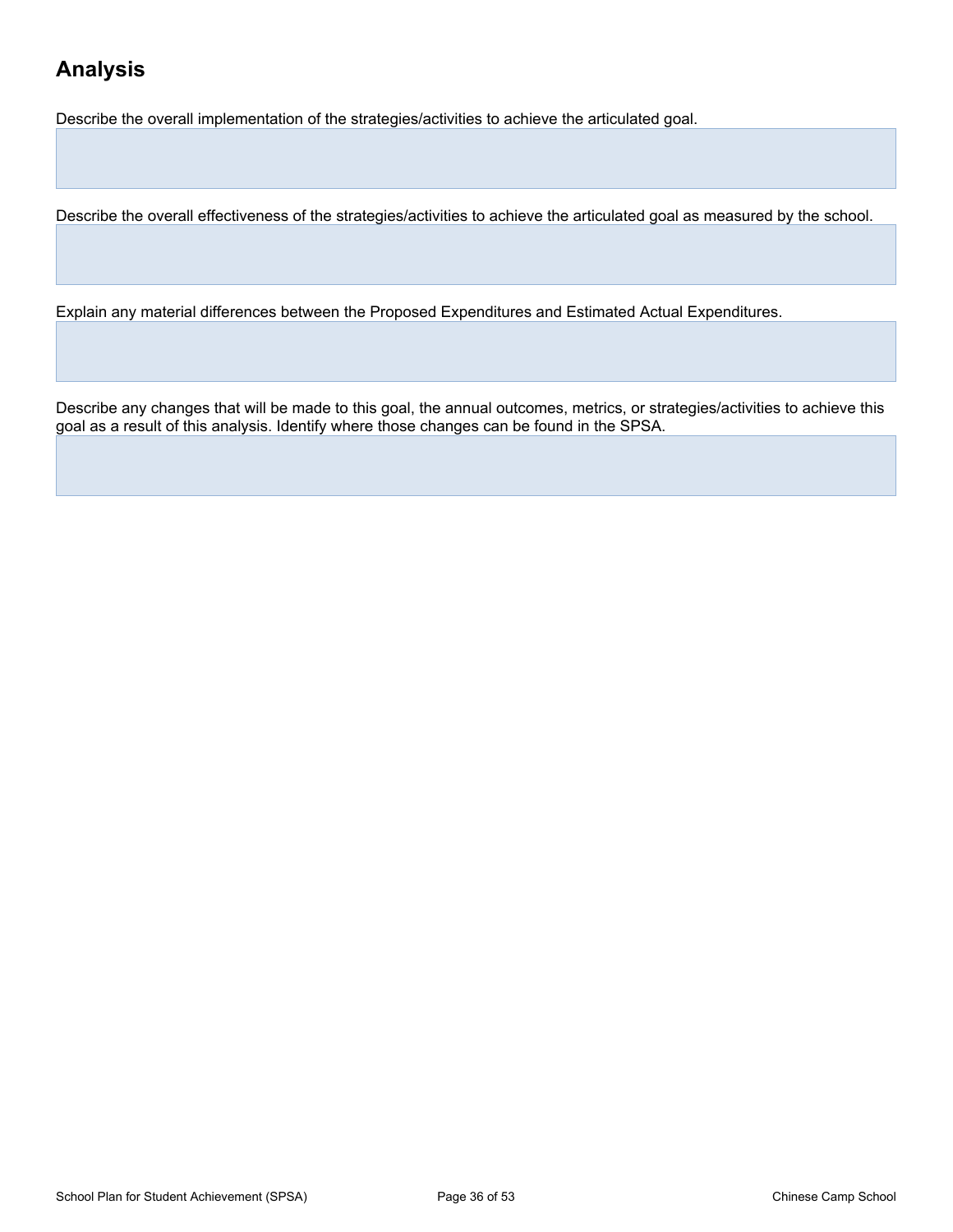## Analysis

Describe the overall implementation of the strategies/activities to achieve the articulated goal.

Describe the overall effectiveness of the strategies/activities to achieve the articulated goal as measured by the school.

Explain any material differences between the Proposed Expenditures and Estimated Actual Expenditures.

Describe any changes that will be made to this goal, the annual outcomes, metrics, or strategies/activities to achieve this goal as a result of this analysis. Identify where those changes can be found in the SPSA.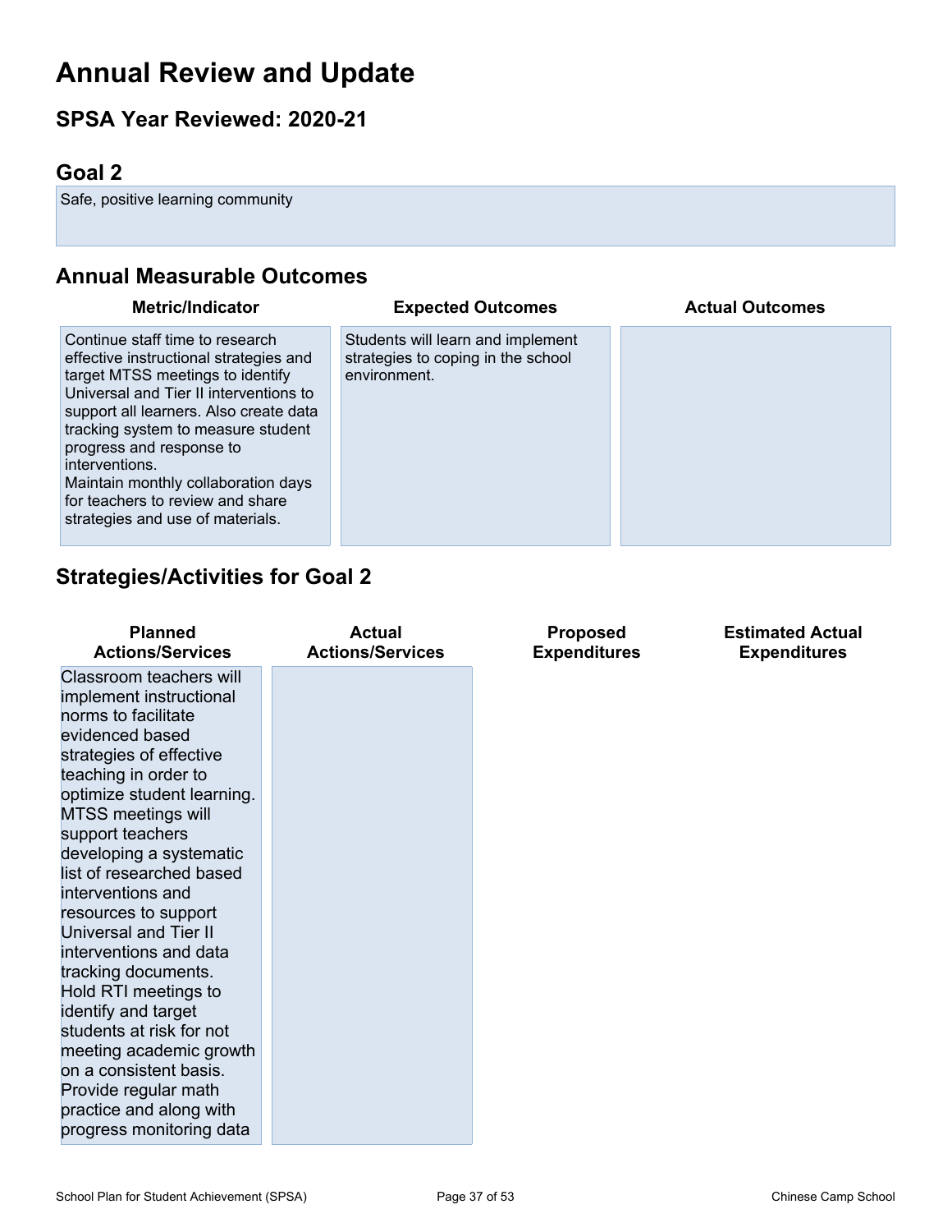# Annual Review and Update

## SPSA Year Reviewed: 2020-21

## Goal 2

Safe, positive learning community

## Annual Measurable Outcomes

| Metric/Indicator | Expected Outcomes | Actual Outcomes |
| --- | --- | --- |
| Continue staff time to research effective instructional strategies and target MTSS meetings to identify Universal and Tier II interventions to support all learners. Also create data tracking system to measure student progress and response to interventions.<br>Maintain monthly collaboration days for teachers to review and share strategies and use of materials. | Students will learn and implement strategies to coping in the school environment. | |

## Strategies/Activities for Goal 2

| Planned Actions/Services | Actual Actions/Services | Proposed Expenditures | Estimated Actual Expenditures |
| --- | --- | --- | --- |
| Classroom teachers will implement instructional norms to facilitate evidenced based strategies of effective teaching in order to optimize student learning. MTSS meetings will support teachers developing a systematic list of researched based interventions and resources to support Universal and Tier II interventions and data tracking documents. Hold RTI meetings to identify and target students at risk for not meeting academic growth on a consistent basis. Provide regular math practice and along with progress monitoring data | | | |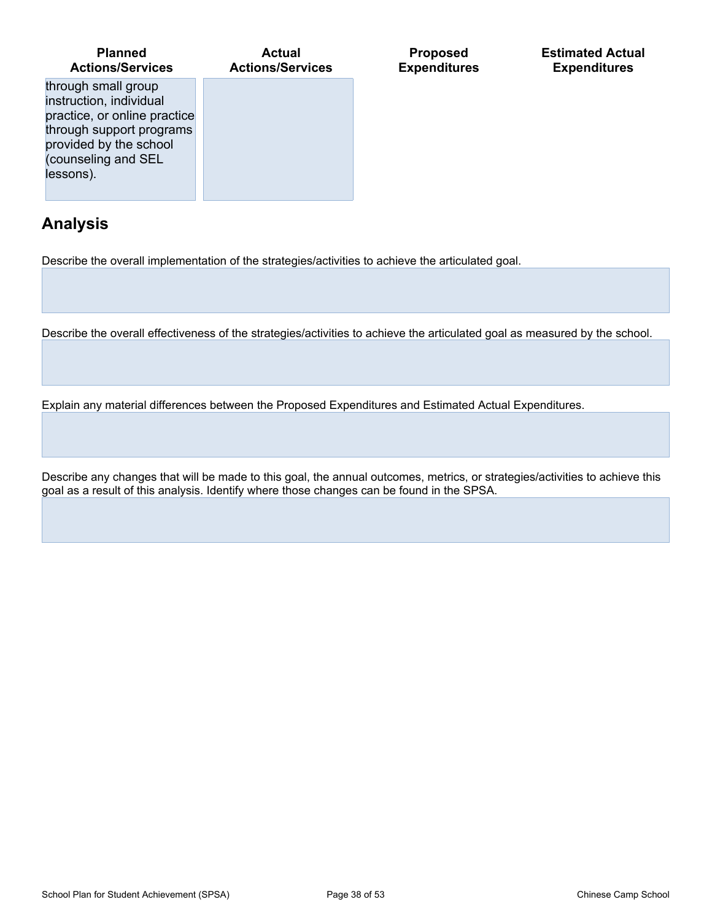| Planned Actions/Services | Actual Actions/Services | Proposed Expenditures | Estimated Actual Expenditures |
|---|---|---|---|
| through small group instruction, individual practice, or online practice through support programs provided by the school (counseling and SEL lessons). | | | |

## Analysis

Describe the overall implementation of the strategies/activities to achieve the articulated goal.

Describe the overall effectiveness of the strategies/activities to achieve the articulated goal as measured by the school.

Explain any material differences between the Proposed Expenditures and Estimated Actual Expenditures.

Describe any changes that will be made to this goal, the annual outcomes, metrics, or strategies/activities to achieve this goal as a result of this analysis. Identify where those changes can be found in the SPSA.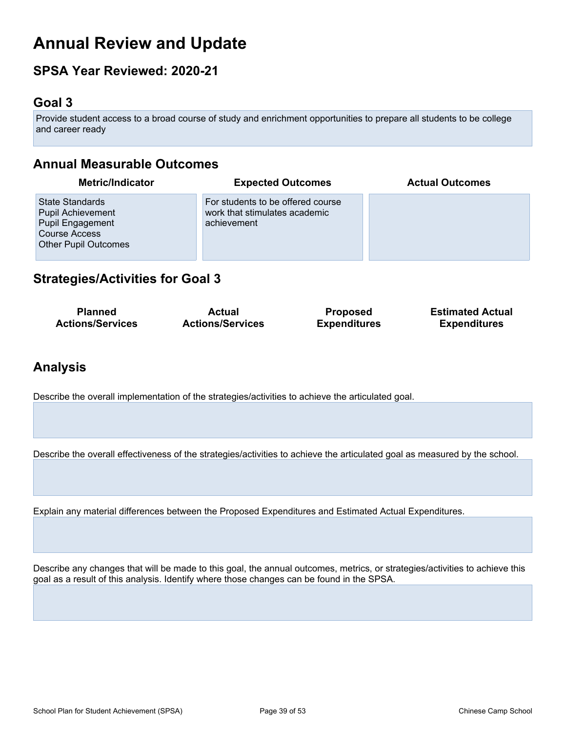# Annual Review and Update

## SPSA Year Reviewed: 2020-21

## Goal 3

Provide student access to a broad course of study and enrichment opportunities to prepare all students to be college and career ready

## Annual Measurable Outcomes

| Metric/Indicator | Expected Outcomes | Actual Outcomes |
|---|---|---|
| State Standards<br>Pupil Achievement<br>Pupil Engagement<br>Course Access<br>Other Pupil Outcomes | For students to be offered course work that stimulates academic achievement | |

## Strategies/Activities for Goal 3

| Planned Actions/Services | Actual Actions/Services | Proposed Expenditures | Estimated Actual Expenditures |
|---|---|---|---|

## Analysis

Describe the overall implementation of the strategies/activities to achieve the articulated goal.

Describe the overall effectiveness of the strategies/activities to achieve the articulated goal as measured by the school.

Explain any material differences between the Proposed Expenditures and Estimated Actual Expenditures.

Describe any changes that will be made to this goal, the annual outcomes, metrics, or strategies/activities to achieve this goal as a result of this analysis. Identify where those changes can be found in the SPSA.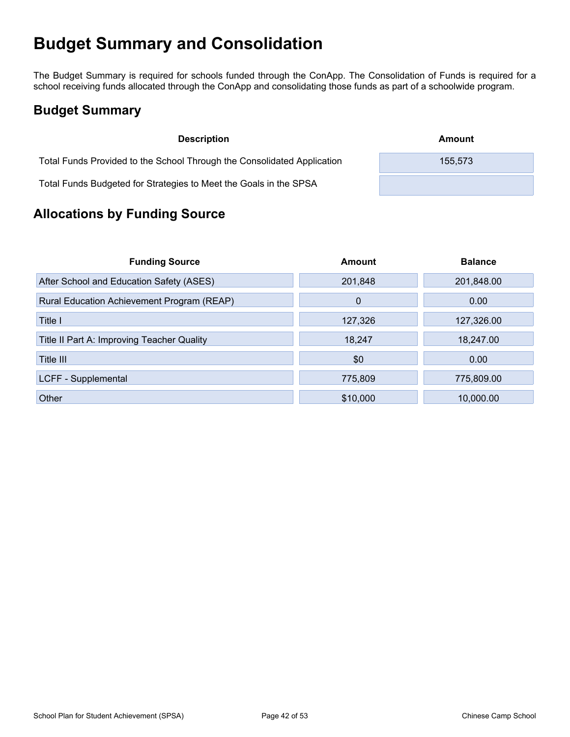# Budget Summary and Consolidation

The Budget Summary is required for schools funded through the ConApp. The Consolidation of Funds is required for a school receiving funds allocated through the ConApp and consolidating those funds as part of a schoolwide program.

## Budget Summary

| Description | Amount |
| --- | --- |
| Total Funds Provided to the School Through the Consolidated Application | 155,573 |
| Total Funds Budgeted for Strategies to Meet the Goals in the SPSA | |

## Allocations by Funding Source

| Funding Source | Amount | Balance |
| --- | --- | --- |
| After School and Education Safety (ASES) | 201,848 | 201,848.00 |
| Rural Education Achievement Program (REAP) | 0 | 0.00 |
| Title I | 127,326 | 127,326.00 |
| Title II Part A: Improving Teacher Quality | 18,247 | 18,247.00 |
| Title III | $0 | 0.00 |
| LCFF - Supplemental | 775,809 | 775,809.00 |
| Other | $10,000 | 10,000.00 |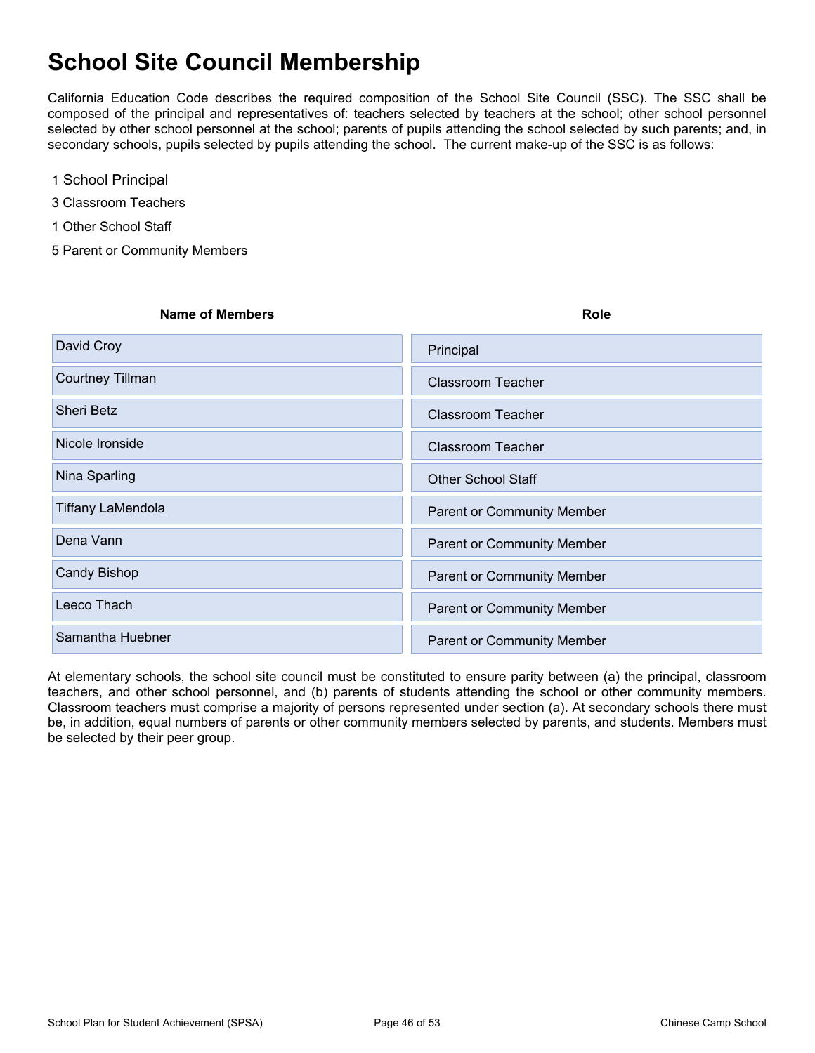# School Site Council Membership

California Education Code describes the required composition of the School Site Council (SSC). The SSC shall be composed of the principal and representatives of: teachers selected by teachers at the school; other school personnel selected by other school personnel at the school; parents of pupils attending the school selected by such parents; and, in secondary schools, pupils selected by pupils attending the school. The current make-up of the SSC is as follows:

1 School Principal

3 Classroom Teachers

1 Other School Staff

5 Parent or Community Members

| Name of Members | Role |
| --- | --- |
| David Croy | Principal |
| Courtney Tillman | Classroom Teacher |
| Sheri Betz | Classroom Teacher |
| Nicole Ironside | Classroom Teacher |
| Nina Sparling | Other School Staff |
| Tiffany LaMendola | Parent or Community Member |
| Dena Vann | Parent or Community Member |
| Candy Bishop | Parent or Community Member |
| Leeco Thach | Parent or Community Member |
| Samantha Huebner | Parent or Community Member |

At elementary schools, the school site council must be constituted to ensure parity between (a) the principal, classroom teachers, and other school personnel, and (b) parents of students attending the school or other community members. Classroom teachers must comprise a majority of persons represented under section (a). At secondary schools there must be, in addition, equal numbers of parents or other community members selected by parents, and students. Members must be selected by their peer group.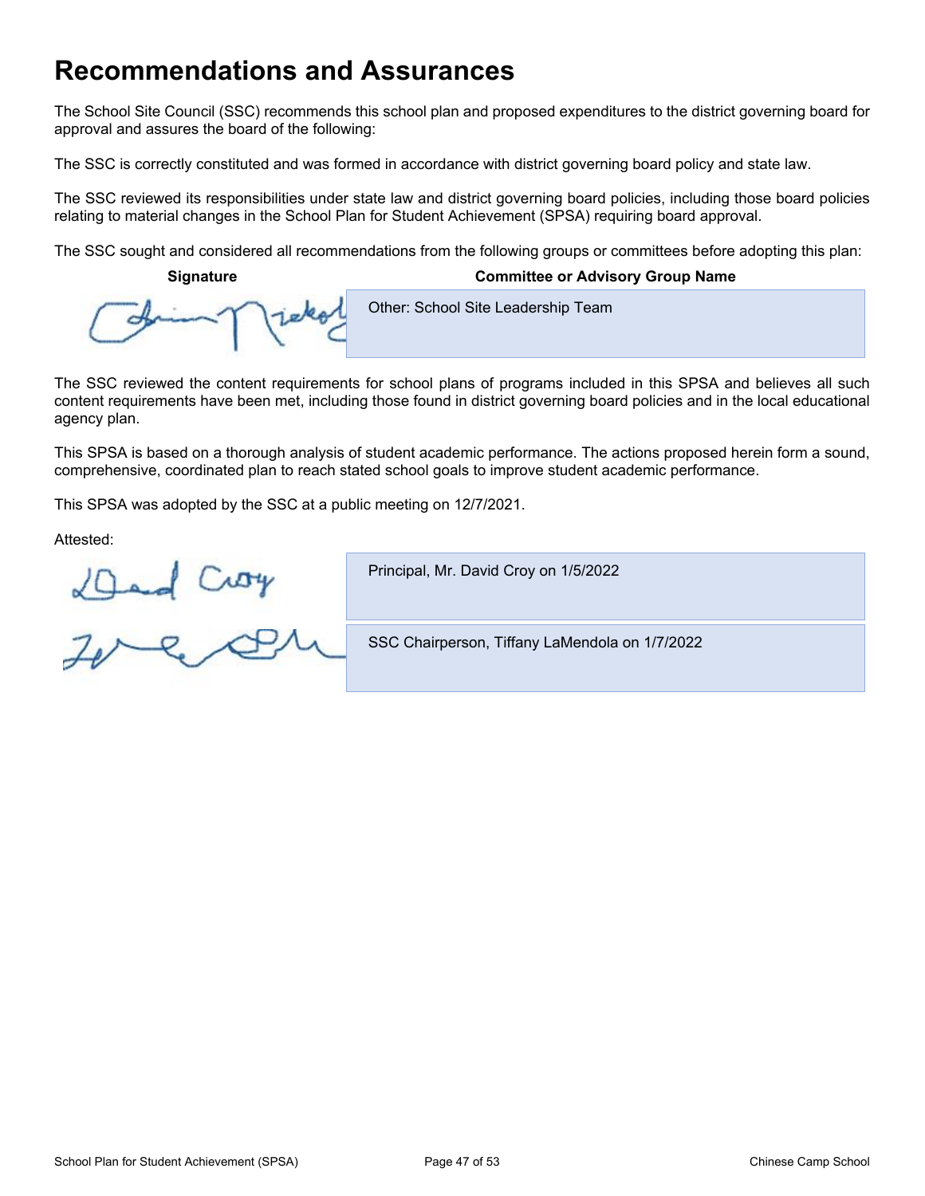# Recommendations and Assurances

The School Site Council (SSC) recommends this school plan and proposed expenditures to the district governing board for approval and assures the board of the following:

The SSC is correctly constituted and was formed in accordance with district governing board policy and state law.

The SSC reviewed its responsibilities under state law and district governing board policies, including those board policies relating to material changes in the School Plan for Student Achievement (SPSA) requiring board approval.

The SSC sought and considered all recommendations from the following groups or committees before adopting this plan:

| Signature | Committee or Advisory Group Name |
| --- | --- |
| | Other: School Site Leadership Team |

The SSC reviewed the content requirements for school plans of programs included in this SPSA and believes all such content requirements have been met, including those found in district governing board policies and in the local educational agency plan.

This SPSA is based on a thorough analysis of student academic performance. The actions proposed herein form a sound, comprehensive, coordinated plan to reach stated school goals to improve student academic performance.

This SPSA was adopted by the SSC at a public meeting on 12/7/2021.

Attested:

| | |
| --- | --- |
| | Principal, Mr. David Croy on 1/5/2022 |
| | SSC Chairperson, Tiffany LaMendola on 1/7/2022 |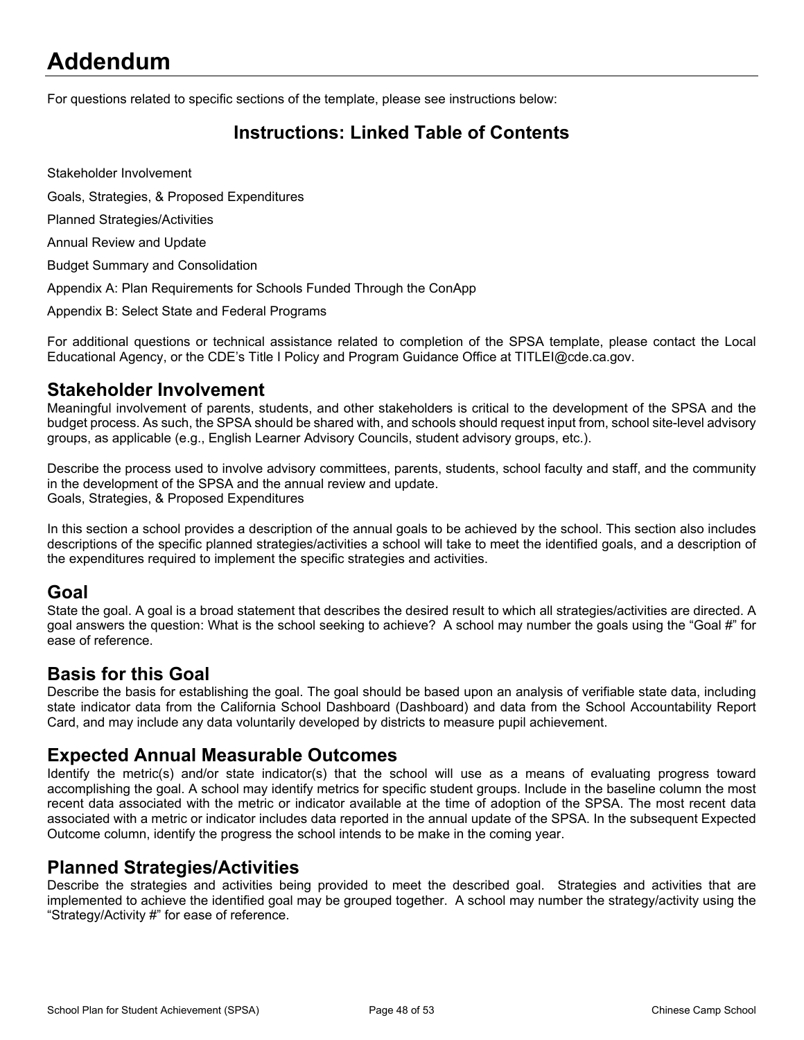# Addendum

For questions related to specific sections of the template, please see instructions below:

## Instructions: Linked Table of Contents

Stakeholder Involvement

Goals, Strategies, & Proposed Expenditures

Planned Strategies/Activities

Annual Review and Update

Budget Summary and Consolidation

Appendix A: Plan Requirements for Schools Funded Through the ConApp

Appendix B: Select State and Federal Programs

For additional questions or technical assistance related to completion of the SPSA template, please contact the Local Educational Agency, or the CDE's Title I Policy and Program Guidance Office at TITLEI@cde.ca.gov.

## Stakeholder Involvement

Meaningful involvement of parents, students, and other stakeholders is critical to the development of the SPSA and the budget process. As such, the SPSA should be shared with, and schools should request input from, school site-level advisory groups, as applicable (e.g., English Learner Advisory Councils, student advisory groups, etc.).

Describe the process used to involve advisory committees, parents, students, school faculty and staff, and the community in the development of the SPSA and the annual review and update.
Goals, Strategies, & Proposed Expenditures

In this section a school provides a description of the annual goals to be achieved by the school. This section also includes descriptions of the specific planned strategies/activities a school will take to meet the identified goals, and a description of the expenditures required to implement the specific strategies and activities.

## Goal

State the goal. A goal is a broad statement that describes the desired result to which all strategies/activities are directed. A goal answers the question: What is the school seeking to achieve? A school may number the goals using the "Goal #" for ease of reference.

## Basis for this Goal

Describe the basis for establishing the goal. The goal should be based upon an analysis of verifiable state data, including state indicator data from the California School Dashboard (Dashboard) and data from the School Accountability Report Card, and may include any data voluntarily developed by districts to measure pupil achievement.

## Expected Annual Measurable Outcomes

Identify the metric(s) and/or state indicator(s) that the school will use as a means of evaluating progress toward accomplishing the goal. A school may identify metrics for specific student groups. Include in the baseline column the most recent data associated with the metric or indicator available at the time of adoption of the SPSA. The most recent data associated with a metric or indicator includes data reported in the annual update of the SPSA. In the subsequent Expected Outcome column, identify the progress the school intends to be make in the coming year.

## Planned Strategies/Activities

Describe the strategies and activities being provided to meet the described goal. Strategies and activities that are implemented to achieve the identified goal may be grouped together. A school may number the strategy/activity using the "Strategy/Activity #" for ease of reference.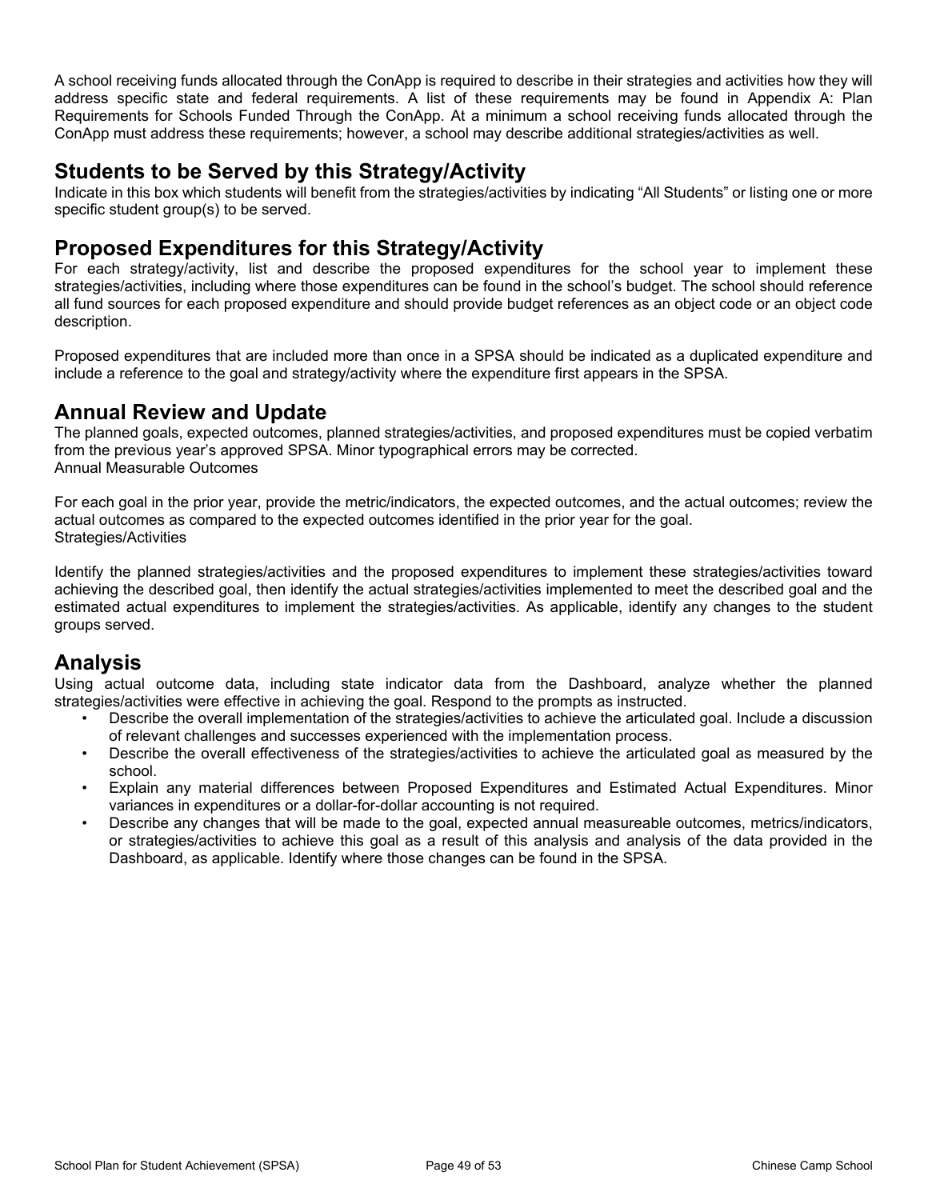A school receiving funds allocated through the ConApp is required to describe in their strategies and activities how they will address specific state and federal requirements. A list of these requirements may be found in Appendix A: Plan Requirements for Schools Funded Through the ConApp. At a minimum a school receiving funds allocated through the ConApp must address these requirements; however, a school may describe additional strategies/activities as well.

## Students to be Served by this Strategy/Activity

Indicate in this box which students will benefit from the strategies/activities by indicating "All Students" or listing one or more specific student group(s) to be served.

## Proposed Expenditures for this Strategy/Activity

For each strategy/activity, list and describe the proposed expenditures for the school year to implement these strategies/activities, including where those expenditures can be found in the school's budget. The school should reference all fund sources for each proposed expenditure and should provide budget references as an object code or an object code description.

Proposed expenditures that are included more than once in a SPSA should be indicated as a duplicated expenditure and include a reference to the goal and strategy/activity where the expenditure first appears in the SPSA.

## Annual Review and Update

The planned goals, expected outcomes, planned strategies/activities, and proposed expenditures must be copied verbatim from the previous year's approved SPSA. Minor typographical errors may be corrected.
Annual Measurable Outcomes

For each goal in the prior year, provide the metric/indicators, the expected outcomes, and the actual outcomes; review the actual outcomes as compared to the expected outcomes identified in the prior year for the goal.
Strategies/Activities

Identify the planned strategies/activities and the proposed expenditures to implement these strategies/activities toward achieving the described goal, then identify the actual strategies/activities implemented to meet the described goal and the estimated actual expenditures to implement the strategies/activities. As applicable, identify any changes to the student groups served.

## Analysis

Using actual outcome data, including state indicator data from the Dashboard, analyze whether the planned strategies/activities were effective in achieving the goal. Respond to the prompts as instructed.

- Describe the overall implementation of the strategies/activities to achieve the articulated goal. Include a discussion of relevant challenges and successes experienced with the implementation process.
- Describe the overall effectiveness of the strategies/activities to achieve the articulated goal as measured by the school.
- Explain any material differences between Proposed Expenditures and Estimated Actual Expenditures. Minor variances in expenditures or a dollar-for-dollar accounting is not required.
- Describe any changes that will be made to the goal, expected annual measureable outcomes, metrics/indicators, or strategies/activities to achieve this goal as a result of this analysis and analysis of the data provided in the Dashboard, as applicable. Identify where those changes can be found in the SPSA.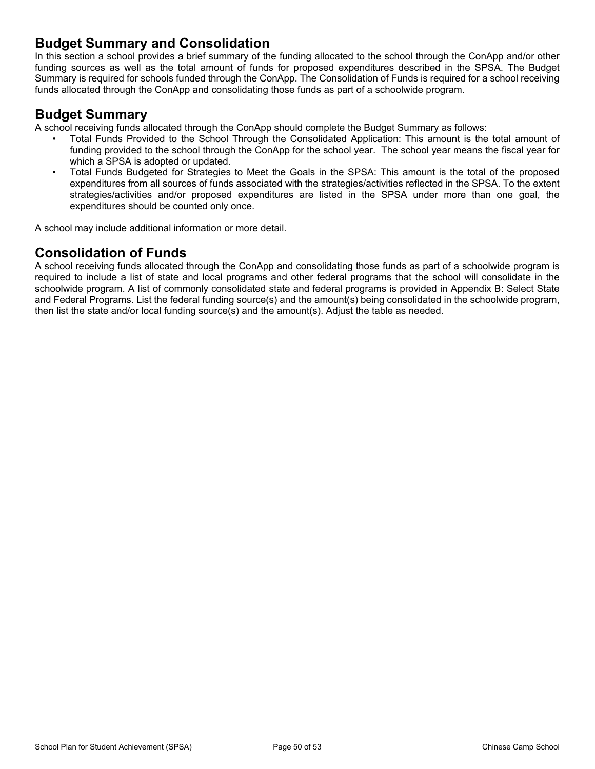## Budget Summary and Consolidation

In this section a school provides a brief summary of the funding allocated to the school through the ConApp and/or other funding sources as well as the total amount of funds for proposed expenditures described in the SPSA. The Budget Summary is required for schools funded through the ConApp. The Consolidation of Funds is required for a school receiving funds allocated through the ConApp and consolidating those funds as part of a schoolwide program.

## Budget Summary

A school receiving funds allocated through the ConApp should complete the Budget Summary as follows:

- Total Funds Provided to the School Through the Consolidated Application: This amount is the total amount of funding provided to the school through the ConApp for the school year. The school year means the fiscal year for which a SPSA is adopted or updated.
- Total Funds Budgeted for Strategies to Meet the Goals in the SPSA: This amount is the total of the proposed expenditures from all sources of funds associated with the strategies/activities reflected in the SPSA. To the extent strategies/activities and/or proposed expenditures are listed in the SPSA under more than one goal, the expenditures should be counted only once.

A school may include additional information or more detail.

## Consolidation of Funds

A school receiving funds allocated through the ConApp and consolidating those funds as part of a schoolwide program is required to include a list of state and local programs and other federal programs that the school will consolidate in the schoolwide program. A list of commonly consolidated state and federal programs is provided in Appendix B: Select State and Federal Programs. List the federal funding source(s) and the amount(s) being consolidated in the schoolwide program, then list the state and/or local funding source(s) and the amount(s). Adjust the table as needed.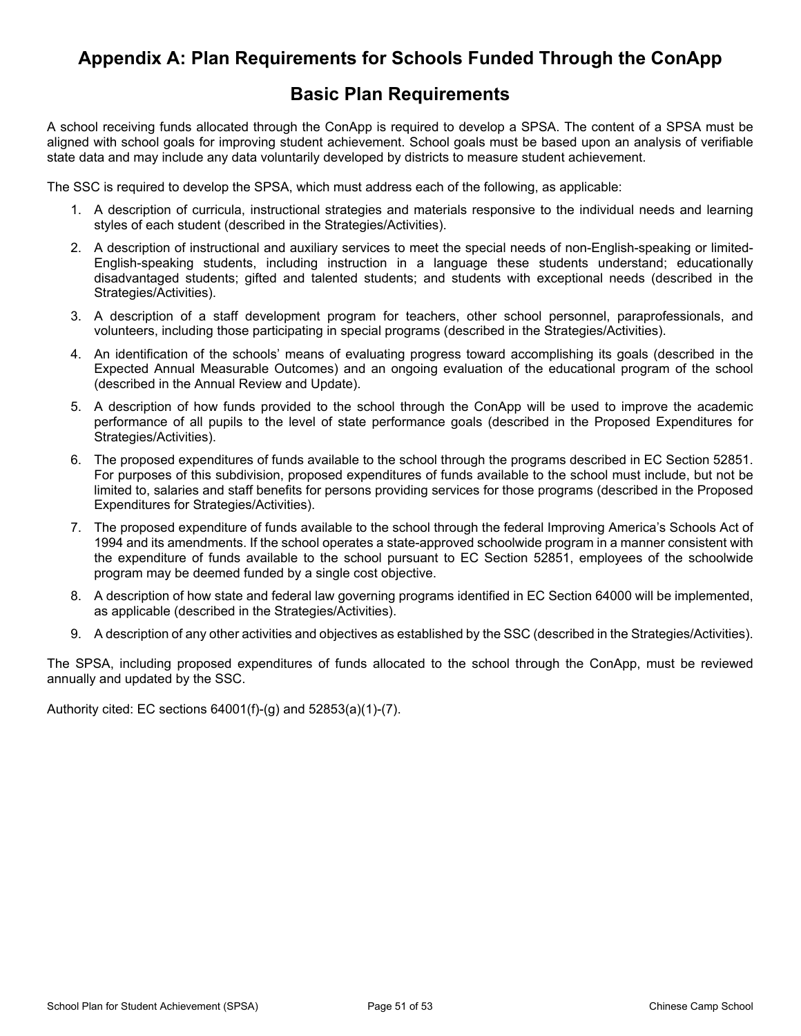# Appendix A: Plan Requirements for Schools Funded Through the ConApp

## Basic Plan Requirements

A school receiving funds allocated through the ConApp is required to develop a SPSA. The content of a SPSA must be aligned with school goals for improving student achievement. School goals must be based upon an analysis of verifiable state data and may include any data voluntarily developed by districts to measure student achievement.

The SSC is required to develop the SPSA, which must address each of the following, as applicable:

1. A description of curricula, instructional strategies and materials responsive to the individual needs and learning styles of each student (described in the Strategies/Activities).
2. A description of instructional and auxiliary services to meet the special needs of non-English-speaking or limited-English-speaking students, including instruction in a language these students understand; educationally disadvantaged students; gifted and talented students; and students with exceptional needs (described in the Strategies/Activities).
3. A description of a staff development program for teachers, other school personnel, paraprofessionals, and volunteers, including those participating in special programs (described in the Strategies/Activities).
4. An identification of the schools' means of evaluating progress toward accomplishing its goals (described in the Expected Annual Measurable Outcomes) and an ongoing evaluation of the educational program of the school (described in the Annual Review and Update).
5. A description of how funds provided to the school through the ConApp will be used to improve the academic performance of all pupils to the level of state performance goals (described in the Proposed Expenditures for Strategies/Activities).
6. The proposed expenditures of funds available to the school through the programs described in EC Section 52851. For purposes of this subdivision, proposed expenditures of funds available to the school must include, but not be limited to, salaries and staff benefits for persons providing services for those programs (described in the Proposed Expenditures for Strategies/Activities).
7. The proposed expenditure of funds available to the school through the federal Improving America's Schools Act of 1994 and its amendments. If the school operates a state-approved schoolwide program in a manner consistent with the expenditure of funds available to the school pursuant to EC Section 52851, employees of the schoolwide program may be deemed funded by a single cost objective.
8. A description of how state and federal law governing programs identified in EC Section 64000 will be implemented, as applicable (described in the Strategies/Activities).
9. A description of any other activities and objectives as established by the SSC (described in the Strategies/Activities).

The SPSA, including proposed expenditures of funds allocated to the school through the ConApp, must be reviewed annually and updated by the SSC.

Authority cited: EC sections 64001(f)-(g) and 52853(a)(1)-(7).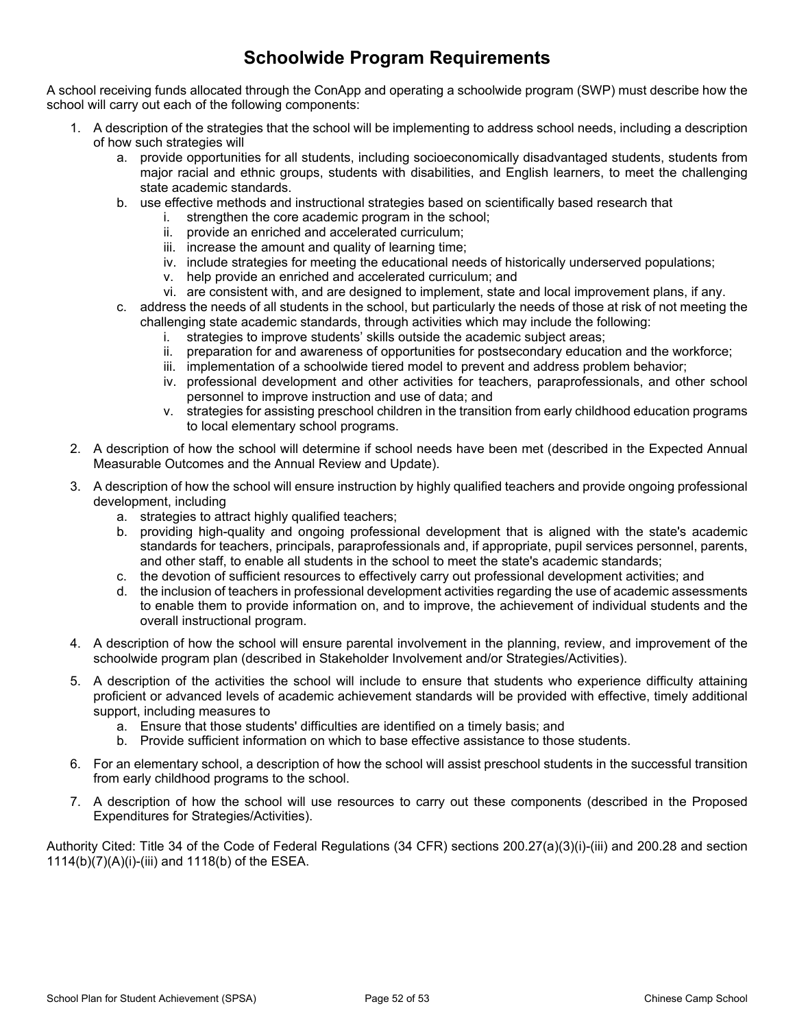# Schoolwide Program Requirements

A school receiving funds allocated through the ConApp and operating a schoolwide program (SWP) must describe how the school will carry out each of the following components:

1. A description of the strategies that the school will be implementing to address school needs, including a description of how such strategies will
   a. provide opportunities for all students, including socioeconomically disadvantaged students, students from major racial and ethnic groups, students with disabilities, and English learners, to meet the challenging state academic standards.
   b. use effective methods and instructional strategies based on scientifically based research that
      i. strengthen the core academic program in the school;
      ii. provide an enriched and accelerated curriculum;
      iii. increase the amount and quality of learning time;
      iv. include strategies for meeting the educational needs of historically underserved populations;
      v. help provide an enriched and accelerated curriculum; and
      vi. are consistent with, and are designed to implement, state and local improvement plans, if any.
   c. address the needs of all students in the school, but particularly the needs of those at risk of not meeting the challenging state academic standards, through activities which may include the following:
      i. strategies to improve students' skills outside the academic subject areas;
      ii. preparation for and awareness of opportunities for postsecondary education and the workforce;
      iii. implementation of a schoolwide tiered model to prevent and address problem behavior;
      iv. professional development and other activities for teachers, paraprofessionals, and other school personnel to improve instruction and use of data; and
      v. strategies for assisting preschool children in the transition from early childhood education programs to local elementary school programs.
2. A description of how the school will determine if school needs have been met (described in the Expected Annual Measurable Outcomes and the Annual Review and Update).
3. A description of how the school will ensure instruction by highly qualified teachers and provide ongoing professional development, including
   a. strategies to attract highly qualified teachers;
   b. providing high-quality and ongoing professional development that is aligned with the state's academic standards for teachers, principals, paraprofessionals and, if appropriate, pupil services personnel, parents, and other staff, to enable all students in the school to meet the state's academic standards;
   c. the devotion of sufficient resources to effectively carry out professional development activities; and
   d. the inclusion of teachers in professional development activities regarding the use of academic assessments to enable them to provide information on, and to improve, the achievement of individual students and the overall instructional program.
4. A description of how the school will ensure parental involvement in the planning, review, and improvement of the schoolwide program plan (described in Stakeholder Involvement and/or Strategies/Activities).
5. A description of the activities the school will include to ensure that students who experience difficulty attaining proficient or advanced levels of academic achievement standards will be provided with effective, timely additional support, including measures to
   a. Ensure that those students' difficulties are identified on a timely basis; and
   b. Provide sufficient information on which to base effective assistance to those students.
6. For an elementary school, a description of how the school will assist preschool students in the successful transition from early childhood programs to the school.
7. A description of how the school will use resources to carry out these components (described in the Proposed Expenditures for Strategies/Activities).

Authority Cited: Title 34 of the Code of Federal Regulations (34 CFR) sections 200.27(a)(3)(i)-(iii) and 200.28 and section 1114(b)(7)(A)(i)-(iii) and 1118(b) of the ESEA.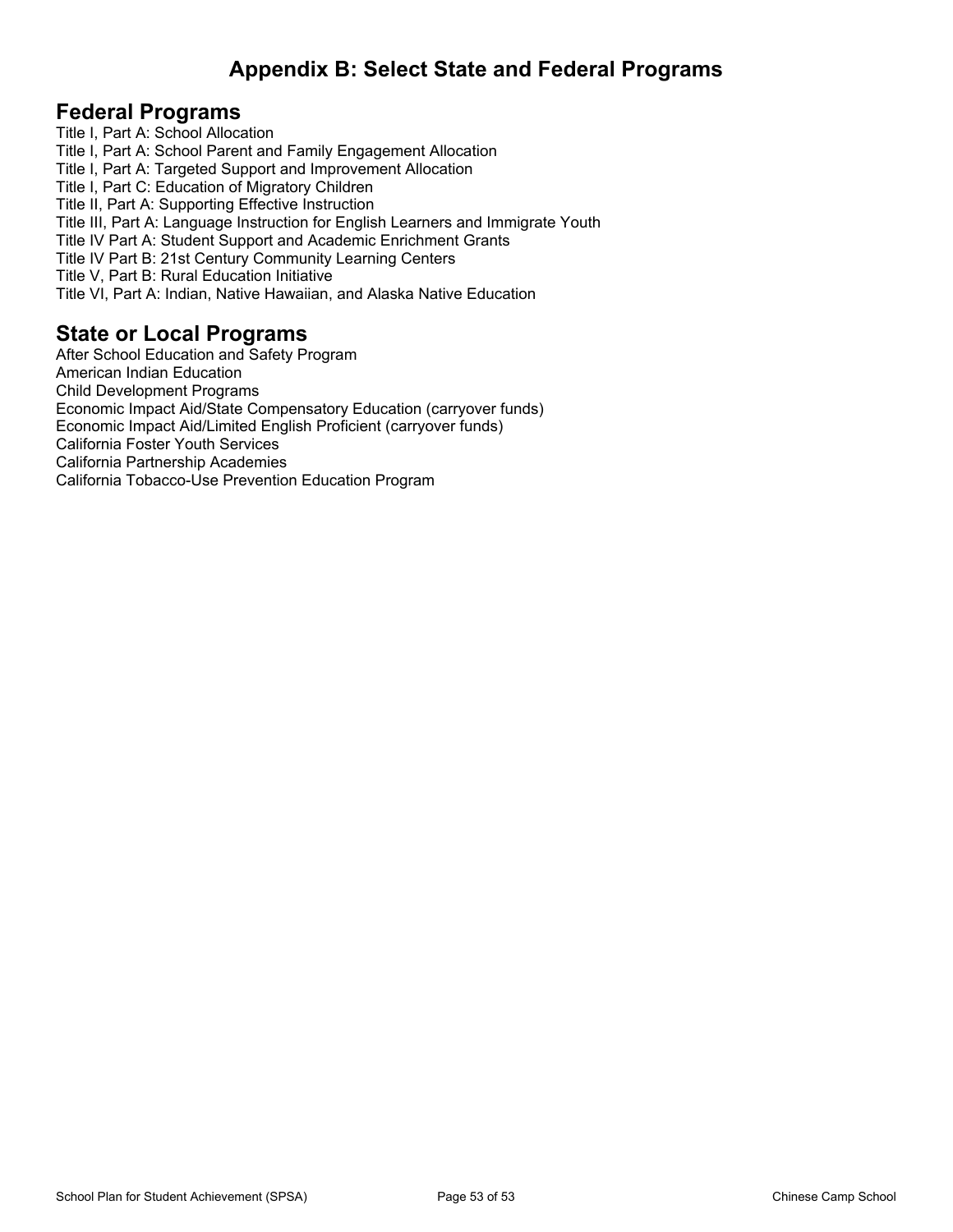# Appendix B: Select State and Federal Programs

## Federal Programs

Title I, Part A: School Allocation
Title I, Part A: School Parent and Family Engagement Allocation
Title I, Part A: Targeted Support and Improvement Allocation
Title I, Part C: Education of Migratory Children
Title II, Part A: Supporting Effective Instruction
Title III, Part A: Language Instruction for English Learners and Immigrate Youth
Title IV Part A: Student Support and Academic Enrichment Grants
Title IV Part B: 21st Century Community Learning Centers
Title V, Part B: Rural Education Initiative
Title VI, Part A: Indian, Native Hawaiian, and Alaska Native Education

## State or Local Programs

After School Education and Safety Program
American Indian Education
Child Development Programs
Economic Impact Aid/State Compensatory Education (carryover funds)
Economic Impact Aid/Limited English Proficient (carryover funds)
California Foster Youth Services
California Partnership Academies
California Tobacco-Use Prevention Education Program